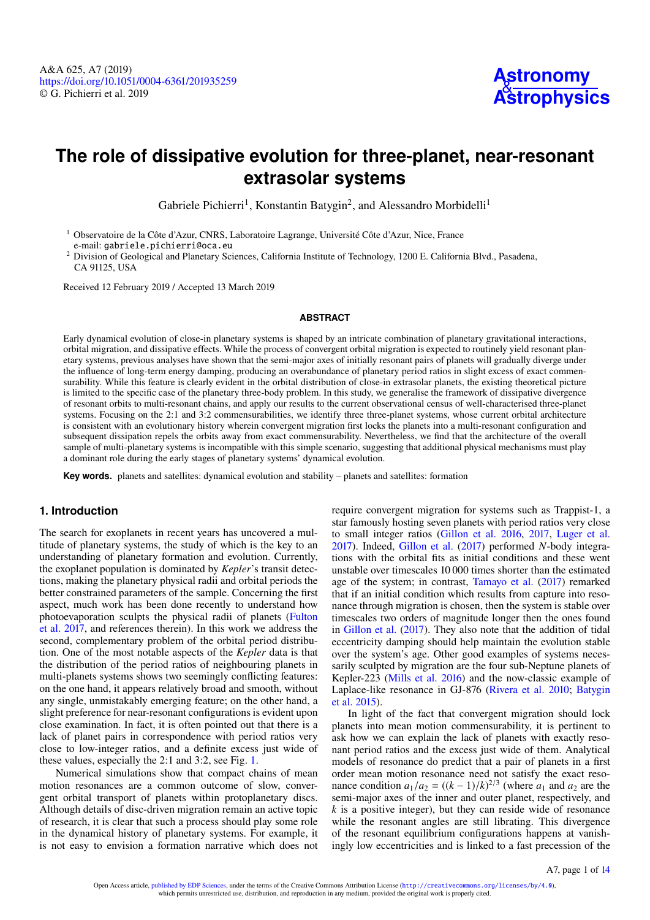# The role of dissipative evolution for three-planet, near-resonant extrasolar systems

Gabriele Pichierri[1], Konstantin Batygin[2], and Alessandro Morbidelli[1]

[1] Observatoire de la Côte d'Azur, CNRS, Laboratoire Lagrange, Université Côte d'Azur, Nice, France
e-mail: gabriele.pichierri@oca.eu

[2] Division of Geological and Planetary Sciences, California Institute of Technology, 1200 E. California Blvd., Pasadena, CA 91125, USA

Received 12 February 2019 / Accepted 13 March 2019

## ABSTRACT

Early dynamical evolution of close-in planetary systems is shaped by an intricate combination of planetary gravitational interactions, orbital migration, and dissipative effects. While the process of convergent orbital migration is expected to routinely yield resonant planetary systems, previous analyses have shown that the semi-major axes of initially resonant pairs of planets will gradually diverge under the influence of long-term energy damping, producing an overabundance of planetary period ratios in slight excess of exact commensurability. While this feature is clearly evident in the orbital distribution of close-in extrasolar planets, the existing theoretical picture is limited to the specific case of the planetary three-body problem. In this study, we generalise the framework of dissipative divergence of resonant orbits to multi-resonant chains, and apply our results to the current observational census of well-characterised three-planet systems. Focusing on the 2:1 and 3:2 commensurabilities, we identify three three-planet systems, whose current orbital architecture is consistent with an evolutionary history wherein convergent migration first locks the planets into a multi-resonant configuration and subsequent dissipation repels the orbits away from exact commensurability. Nevertheless, we find that the architecture of the overall sample of multi-planetary systems is incompatible with this simple scenario, suggesting that additional physical mechanisms must play a dominant role during the early stages of planetary systems' dynamical evolution.

**Key words.** planets and satellites: dynamical evolution and stability – planets and satellites: formation

## 1. Introduction

The search for exoplanets in recent years has uncovered a multitude of planetary systems, the study of which is the key to an understanding of planetary formation and evolution. Currently, the exoplanet population is dominated by *Kepler*'s transit detections, making the planetary physical radii and orbital periods the better constrained parameters of the sample. Concerning the first aspect, much work has been done recently to understand how photoevaporation sculpts the physical radii of planets (Fulton et al. 2017, and references therein). In this work we address the second, complementary problem of the orbital period distribution. One of the most notable aspects of the *Kepler* data is that the distribution of the period ratios of neighbouring planets in multi-planets systems shows two seemingly conflicting features: on the one hand, it appears relatively broad and smooth, without any single, unmistakably emerging feature; on the other hand, a slight preference for near-resonant configurations is evident upon close examination. In fact, it is often pointed out that there is a lack of planet pairs in correspondence with period ratios very close to low-integer ratios, and a definite excess just wide of these values, especially the 2:1 and 3:2, see Fig. 1.

Numerical simulations show that compact chains of mean motion resonances are a common outcome of slow, convergent orbital transport of planets within protoplanetary discs. Although details of disc-driven migration remain an active topic of research, it is clear that such a process should play some role in the dynamical history of planetary systems. For example, it is not easy to envision a formation narrative which does not require convergent migration for systems such as Trappist-1, a star famously hosting seven planets with period ratios very close to small integer ratios (Gillon et al. 2016, 2017, Luger et al. 2017). Indeed, Gillon et al. (2017) performed *N*-body integrations with the orbital fits as initial conditions and these went unstable over timescales 10 000 times shorter than the estimated age of the system; in contrast, Tamayo et al. (2017) remarked that if an initial condition which results from capture into resonance through migration is chosen, then the system is stable over timescales two orders of magnitude longer then the ones found in Gillon et al. (2017). They also note that the addition of tidal eccentricity damping should help maintain the evolution stable over the system's age. Other good examples of systems necessarily sculpted by migration are the four sub-Neptune planets of Kepler-223 (Mills et al. 2016) and the now-classic example of Laplace-like resonance in GJ-876 (Rivera et al. 2010; Batygin et al. 2015).

In light of the fact that convergent migration should lock planets into mean motion commensurability, it is pertinent to ask how we can explain the lack of planets with exactly resonant period ratios and the excess just wide of them. Analytical models of resonance do predict that a pair of planets in a first order mean motion resonance need not satisfy the exact resonance condition $a_1/a_2 = ((k-1)/k)^{2/3}$ (where $a_1$ and $a_2$ are the semi-major axes of the inner and outer planet, respectively, and $k$ is a positive integer), but they can reside wide of resonance while the resonant angles are still librating. This divergence of the resonant equilibrium configurations happens at vanishingly low eccentricities and is linked to a fast precession of the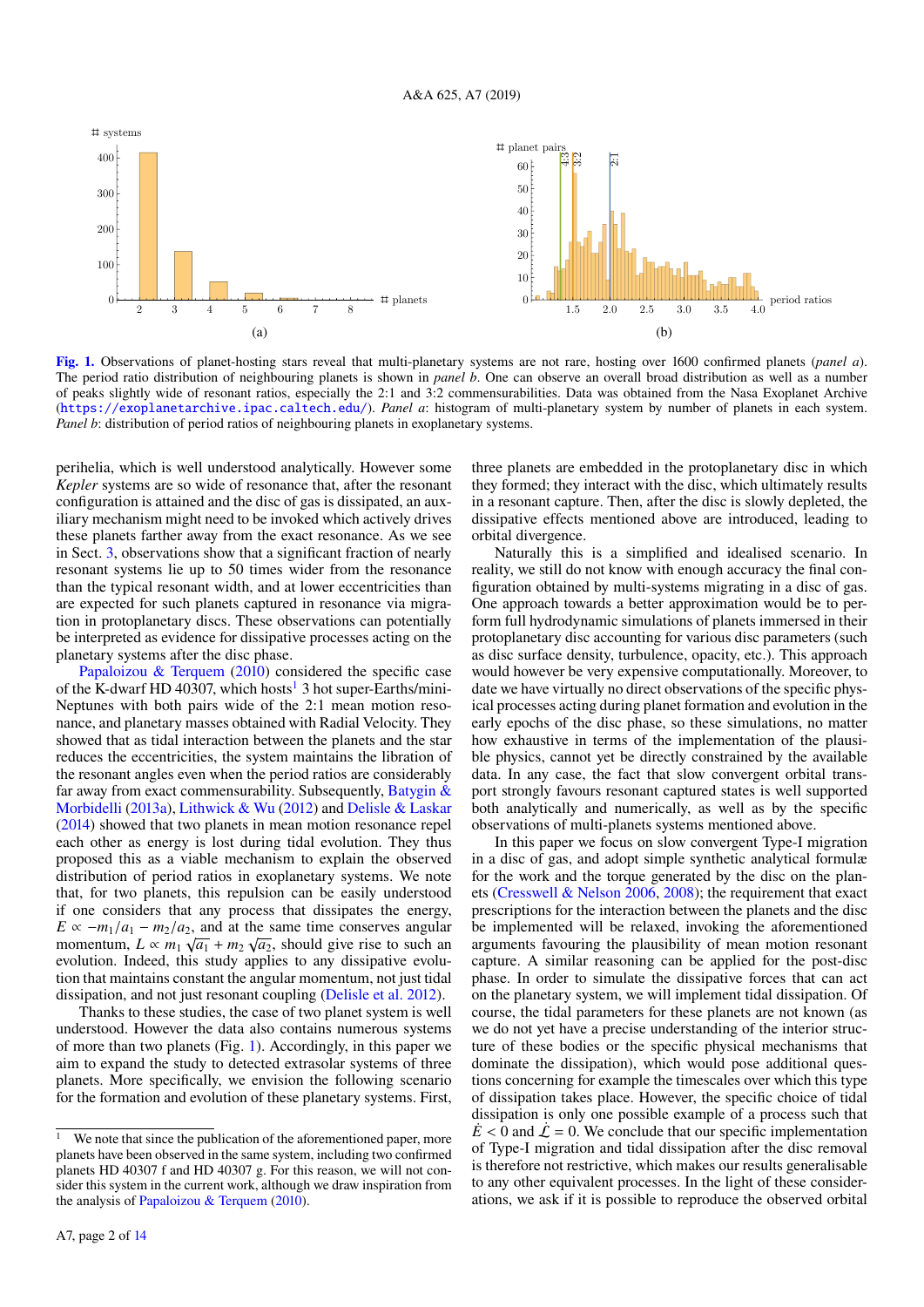Fig. 1. Observations of planet-hosting stars reveal that multi-planetary systems are not rare, hosting over 1600 confirmed planets (*panel a*). The period ratio distribution of neighbouring planets is shown in *panel b*. One can observe an overall broad distribution as well as a number of peaks slightly wide of resonant ratios, especially the 2:1 and 3:2 commensurabilities. Data was obtained from the Nasa Exoplanet Archive (https://exoplanetarchive.ipac.caltech.edu/). *Panel a*: histogram of multi-planetary system by number of planets in each system. *Panel b*: distribution of period ratios of neighbouring planets in exoplanetary systems.

perihelia, which is well understood analytically. However some *Kepler* systems are so wide of resonance that, after the resonant configuration is attained and the disc of gas is dissipated, an auxiliary mechanism might need to be invoked which actively drives these planets farther away from the exact resonance. As we see in Sect. 3, observations show that a significant fraction of nearly resonant systems lie up to 50 times wider from the resonance than the typical resonant width, and at lower eccentricities than are expected for such planets captured in resonance via migration in protoplanetary discs. These observations can potentially be interpreted as evidence for dissipative processes acting on the planetary systems after the disc phase.

Papaloizou & Terquem (2010) considered the specific case of the K-dwarf HD 40307, which hosts[1] 3 hot super-Earths/mini-Neptunes with both pairs wide of the 2:1 mean motion resonance, and planetary masses obtained with Radial Velocity. They showed that as tidal interaction between the planets and the star reduces the eccentricities, the system maintains the libration of the resonant angles even when the period ratios are considerably far away from exact commensurability. Subsequently, Batygin & Morbidelli (2013a), Lithwick & Wu (2012) and Delisle & Laskar (2014) showed that two planets in mean motion resonance repel each other as energy is lost during tidal evolution. They thus proposed this as a viable mechanism to explain the observed distribution of period ratios in exoplanetary systems. We note that, for two planets, this repulsion can be easily understood if one considers that any process that dissipates the energy, $E \propto -m_1/a_1 - m_2/a_2$, and at the same time conserves angular momentum, $L \propto m_1\sqrt{a_1} + m_2\sqrt{a_2}$, should give rise to such an evolution. Indeed, this study applies to any dissipative evolution that maintains constant the angular momentum, not just tidal dissipation, and not just resonant coupling (Delisle et al. 2012).

Thanks to these studies, the case of two planet system is well understood. However the data also contains numerous systems of more than two planets (Fig. 1). Accordingly, in this paper we aim to expand the study to detected extrasolar systems of three planets. More specifically, we envision the following scenario for the formation and evolution of these planetary systems. First, three planets are embedded in the protoplanetary disc in which they formed; they interact with the disc, which ultimately results in a resonant capture. Then, after the disc is slowly depleted, the dissipative effects mentioned above are introduced, leading to orbital divergence.

Naturally this is a simplified and idealised scenario. In reality, we still do not know with enough accuracy the final configuration obtained by multi-systems migrating in a disc of gas. One approach towards a better approximation would be to perform full hydrodynamic simulations of planets immersed in their protoplanetary disc accounting for various disc parameters (such as disc surface density, turbulence, opacity, etc.). This approach would however be very expensive computationally. Moreover, to date we have virtually no direct observations of the specific physical processes acting during planet formation and evolution in the early epochs of the disc phase, so these simulations, no matter how exhaustive in terms of the implementation of the plausible physics, cannot yet be directly constrained by the available data. In any case, the fact that slow convergent orbital transport strongly favours resonant captured states is well supported both analytically and numerically, as well as by the specific observations of multi-planets systems mentioned above.

In this paper we focus on slow convergent Type-I migration in a disc of gas, and adopt simple synthetic analytical formulæ for the work and the torque generated by the disc on the planets (Cresswell & Nelson 2006, 2008); the requirement that exact prescriptions for the interaction between the planets and the disc be implemented will be relaxed, invoking the aforementioned arguments favouring the plausibility of mean motion resonant capture. A similar reasoning can be applied for the post-disc phase. In order to simulate the dissipative forces that can act on the planetary system, we will implement tidal dissipation. Of course, the tidal parameters for these planets are not known (as we do not yet have a precise understanding of the interior structure of these bodies or the specific physical mechanisms that dominate the dissipation), which would pose additional questions concerning for example the timescales over which this type of dissipation takes place. However, the specific choice of tidal dissipation is only one possible example of a process such that $\dot{E} < 0$ and $\dot{\mathcal{L}} = 0$. We conclude that our specific implementation of Type-I migration and tidal dissipation after the disc removal is therefore not restrictive, which makes our results generalisable to any other equivalent processes. In the light of these considerations, we ask if it is possible to reproduce the observed orbital

[1] We note that since the publication of the aforementioned paper, more planets have been observed in the same system, including two confirmed planets HD 40307 f and HD 40307 g. For this reason, we will not consider this system in the current work, although we draw inspiration from the analysis of Papaloizou & Terquem (2010).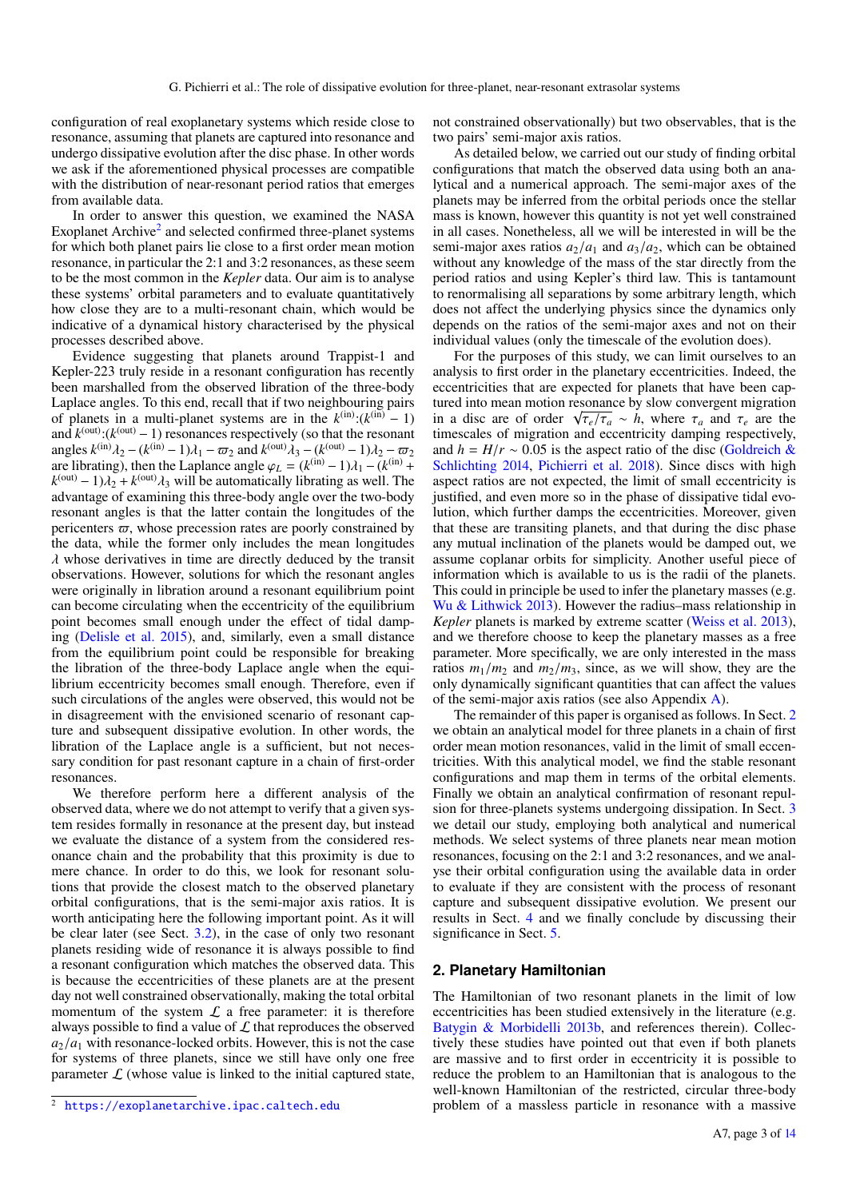configuration of real exoplanetary systems which reside close to resonance, assuming that planets are captured into resonance and undergo dissipative evolution after the disc phase. In other words we ask if the aforementioned physical processes are compatible with the distribution of near-resonant period ratios that emerges from available data.

In order to answer this question, we examined the NASA Exoplanet Archive[2] and selected confirmed three-planet systems for which both planet pairs lie close to a first order mean motion resonance, in particular the 2:1 and 3:2 resonances, as these seem to be the most common in the *Kepler* data. Our aim is to analyse these systems' orbital parameters and to evaluate quantitatively how close they are to a multi-resonant chain, which would be indicative of a dynamical history characterised by the physical processes described above.

Evidence suggesting that planets around Trappist-1 and Kepler-223 truly reside in a resonant configuration has recently been marshalled from the observed libration of the three-body Laplace angles. To this end, recall that if two neighbouring pairs of planets in a multi-planet systems are in the $k^{(\rm in)}$:$(k^{(\rm in)}-1)$ and $k^{(\rm out)}$:$(k^{(\rm out)}-1)$ resonances respectively (so that the resonant angles $k^{(\rm in)}\lambda_2-(k^{(\rm in)}-1)\lambda_1-\varpi_2$ and $k^{(\rm out)}\lambda_3-(k^{(\rm out)}-1)\lambda_2-\varpi_2$ are librating), then the Laplace angle $\varphi_L=(k^{(\rm in)}-1)\lambda_1-(k^{(\rm in)}+k^{(\rm out)}-1)\lambda_2+k^{(\rm out)}\lambda_3$ will be automatically librating as well. The advantage of examining this three-body angle over the two-body resonant angles is that the latter contain the longitudes of the pericenters $\varpi$, whose precession rates are poorly constrained by the data, while the former only includes the mean longitudes $\lambda$ whose derivatives in time are directly deduced by the transit observations. However, solutions for which the resonant angles were originally in libration around a resonant equilibrium point can become circulating when the eccentricity of the equilibrium point becomes small enough under the effect of tidal damping (Delisle et al. 2015), and, similarly, even a small distance from the equilibrium point could be responsible for breaking the libration of the three-body Laplace angle when the equilibrium eccentricity becomes small enough. Therefore, even if such circulations of the angles were observed, this would not be in disagreement with the envisioned scenario of resonant capture and subsequent dissipative evolution. In other words, the libration of the Laplace angle is a sufficient, but not necessary condition for past resonant capture in a chain of first-order resonances.

We therefore perform here a different analysis of the observed data, where we do not attempt to verify that a given system resides formally in resonance at the present day, but instead we evaluate the distance of a system from the considered resonance chain and the probability that this proximity is due to mere chance. In order to do this, we look for resonant solutions that provide the closest match to the observed planetary orbital configurations, that is the semi-major axis ratios. It is worth anticipating here the following important point. As it will be clear later (see Sect. 3.2), in the case of only two resonant planets residing wide of resonance it is always possible to find a resonant configuration which matches the observed data. This is because the eccentricities of these planets are at the present day not well constrained observationally, making the total orbital momentum of the system $\mathcal{L}$ a free parameter: it is therefore always possible to find a value of $\mathcal{L}$ that reproduces the observed $a_2/a_1$ with resonance-locked orbits. However, this is not the case for systems of three planets, since we still have only one free parameter $\mathcal{L}$ (whose value is linked to the initial captured state, not constrained observationally) but two observables, that is the two pairs' semi-major axis ratios.

As detailed below, we carried out our study of finding orbital configurations that match the observed data using both an analytical and a numerical approach. The semi-major axes of the planets may be inferred from the orbital periods once the stellar mass is known, however this quantity is not yet well constrained in all cases. Nonetheless, all we will be interested in will be the semi-major axes ratios $a_2/a_1$ and $a_3/a_2$, which can be obtained without any knowledge of the mass of the star directly from the period ratios and using Kepler's third law. This is tantamount to renormalising all separations by some arbitrary length, which does not affect the underlying physics since the dynamics only depends on the ratios of the semi-major axes and not on their individual values (only the timescale of the evolution does).

For the purposes of this study, we can limit ourselves to an analysis to first order in the planetary eccentricities. Indeed, the eccentricities that are expected for planets that have been captured into resonance by slow convergent migration in a disc are of order $\sqrt{\tau_e/\tau_a}\sim h$, where $\tau_a$ and $\tau_e$ are the timescales of migration and eccentricity damping respectively, and $h=H/r\sim 0.05$ is the aspect ratio of the disc (Goldreich & Schlichting 2014, Pichierri et al. 2018). Since discs with high aspect ratios are not expected, the limit of small eccentricity is justified, and even more so in the phase of dissipative tidal evolution, which further damps the eccentricities. Moreover, given that these are transiting planets, and that during the disc phase any mutual inclination of the planets would be damped out, we assume coplanar orbits for simplicity. Another useful piece of information which is available to us is the radii of the planets. This could in principle be used to infer the planetary masses (e.g. Wu & Lithwick 2013). However the radius–mass relationship in *Kepler* planets is marked by extreme scatter (Weiss et al. 2013), and we therefore choose to keep the planetary masses as a free parameter. More specifically, we are only interested in the mass ratios $m_1/m_2$ and $m_2/m_3$, since, as we will show, they are the only dynamically significant quantities that can affect the values of the semi-major axis ratios (see also Appendix A).

The remainder of this paper is organised as follows. In Sect. 2 we obtain an analytical model for three planets in a chain of first order mean motion resonances, valid in the limit of small eccentricities. With this analytical model, we find the stable resonant configurations and map them in terms of the orbital elements. Finally we obtain an analytical confirmation of resonant repulsion for three-planets systems undergoing dissipation. In Sect. 3 we detail our study, employing both analytical and numerical methods. We select systems of three planets near mean motion resonances, focusing on the 2:1 and 3:2 resonances, and we analyse their orbital configuration using the available data in order to evaluate if they are consistent with the process of resonant capture and subsequent dissipative evolution. We present our results in Sect. 4 and we finally conclude by discussing their significance in Sect. 5.

## 2. Planetary Hamiltonian

The Hamiltonian of two resonant planets in the limit of low eccentricities has been studied extensively in the literature (e.g. Batygin & Morbidelli 2013b, and references therein). Collectively these studies have pointed out that even if both planets are massive and to first order in eccentricity it is possible to reduce the problem to an Hamiltonian that is analogous to the well-known Hamiltonian of the restricted, circular three-body problem of a massless particle in resonance with a massive

[2] https://exoplanetarchive.ipac.caltech.edu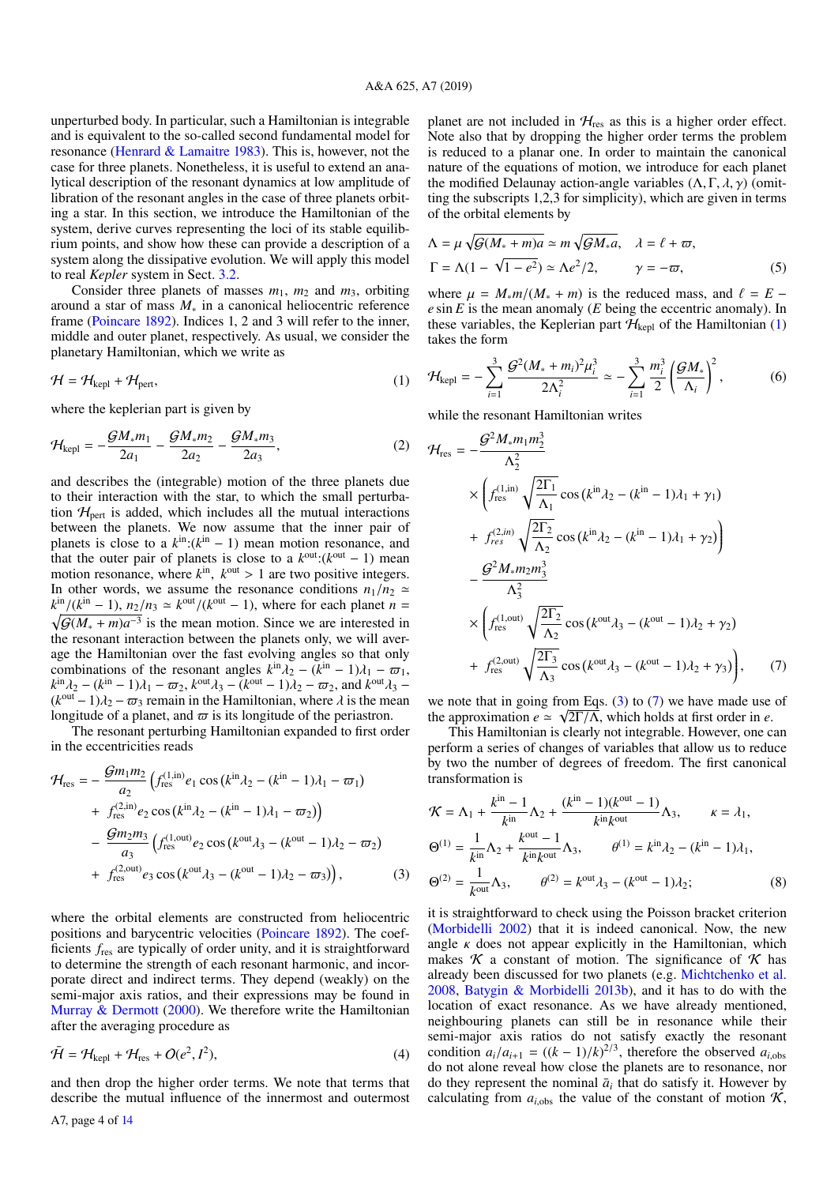unperturbed body. In particular, such a Hamiltonian is integrable and is equivalent to the so-called second fundamental model for resonance (Henrard & Lamaitre 1983). This is, however, not the case for three planets. Nonetheless, it is useful to extend an analytical description of the resonant dynamics at low amplitude of libration of the resonant angles in the case of three planets orbiting a star. In this section, we introduce the Hamiltonian of the system, derive curves representing the loci of its stable equilibrium points, and show how these can provide a description of a system along the dissipative evolution. We will apply this model to real *Kepler* system in Sect. 3.2.

Consider three planets of masses $m_1$, $m_2$ and $m_3$, orbiting around a star of mass $M_*$ in a canonical heliocentric reference frame (Poincare 1892). Indices 1, 2 and 3 will refer to the inner, middle and outer planet, respectively. As usual, we consider the planetary Hamiltonian, which we write as

$$\mathcal{H} = \mathcal{H}_{\rm kepl} + \mathcal{H}_{\rm pert}, \tag{1}$$

where the keplerian part is given by

$$\mathcal{H}_{\rm kepl} = -\frac{\mathcal{G}M_* m_1}{2a_1} - \frac{\mathcal{G}M_* m_2}{2a_2} - \frac{\mathcal{G}M_* m_3}{2a_3}, \tag{2}$$

and describes the (integrable) motion of the three planets due to their interaction with the star, to which the small perturbation $\mathcal{H}_{\rm pert}$ is added, which includes all the mutual interactions between the planets. We now assume that the inner pair of planets is close to a $k^{\rm in}$:$(k^{\rm in}-1)$ mean motion resonance, and that the outer pair of planets is close to a $k^{\rm out}$:$(k^{\rm out}-1)$ mean motion resonance, where $k^{\rm in}$, $k^{\rm out} > 1$ are two positive integers. In other words, we assume the resonance conditions $n_1/n_2 \simeq k^{\rm in}/(k^{\rm in}-1)$, $n_2/n_3 \simeq k^{\rm out}/(k^{\rm out}-1)$, where for each planet $n = \sqrt{\mathcal{G}(M_* + m)a^{-3}}$ is the mean motion. Since we are interested in the resonant interaction between the planets only, we will average the Hamiltonian over the fast evolving angles so that only combinations of the resonant angles $k^{\rm in}\lambda_2 - (k^{\rm in}-1)\lambda_1 - \varpi_1$, $k^{\rm in}\lambda_2 - (k^{\rm in}-1)\lambda_1 - \varpi_2$, $k^{\rm out}\lambda_3 - (k^{\rm out}-1)\lambda_2 - \varpi_2$, and $k^{\rm out}\lambda_3 - (k^{\rm out}-1)\lambda_2 - \varpi_3$ remain in the Hamiltonian, where $\lambda$ is the mean longitude of a planet, and $\varpi$ is its longitude of the periastron.

The resonant perturbing Hamiltonian expanded to first order in the eccentricities reads

$$\begin{aligned}\mathcal{H}_{\rm res} = &-\frac{\mathcal{G}m_1 m_2}{a_2}\left(f_{\rm res}^{(1,\rm in)} e_1 \cos\left(k^{\rm in}\lambda_2 - (k^{\rm in}-1)\lambda_1 - \varpi_1\right)\right.\\ &+\left. f_{\rm res}^{(2,\rm in)} e_2 \cos\left(k^{\rm in}\lambda_2 - (k^{\rm in}-1)\lambda_1 - \varpi_2\right)\right)\\ &-\frac{\mathcal{G}m_2 m_3}{a_3}\left(f_{\rm res}^{(1,\rm out)} e_2 \cos\left(k^{\rm out}\lambda_3 - (k^{\rm out}-1)\lambda_2 - \varpi_2\right)\right.\\ &+\left. f_{\rm res}^{(2,\rm out)} e_3 \cos\left(k^{\rm out}\lambda_3 - (k^{\rm out}-1)\lambda_2 - \varpi_3\right)\right),\end{aligned} \tag{3}$$

where the orbital elements are constructed from heliocentric positions and barycentric velocities (Poincare 1892). The coefficients $f_{\rm res}$ are typically of order unity, and it is straightforward to determine the strength of each resonant harmonic, and incorporate direct and indirect terms. They depend (weakly) on the semi-major axis ratios, and their expressions may be found in Murray & Dermott (2000). We therefore write the Hamiltonian after the averaging procedure as

$$\bar{\mathcal{H}} = \mathcal{H}_{\rm kepl} + \mathcal{H}_{\rm res} + \mathcal{O}(e^2, I^2), \tag{4}$$

and then drop the higher order terms. We note that terms that describe the mutual influence of the innermost and outermost planet are not included in $\mathcal{H}_{\rm res}$ as this is a higher order effect. Note also that by dropping the higher order terms the problem is reduced to a planar one. In order to maintain the canonical nature of the equations of motion, we introduce for each planet the modified Delaunay action-angle variables $(\Lambda, \Gamma, \lambda, \gamma)$ (omitting the subscripts 1,2,3 for simplicity), which are given in terms of the orbital elements by

$$\begin{aligned}\Lambda &= \mu\sqrt{\mathcal{G}(M_* + m)a} \simeq m\sqrt{\mathcal{G}M_* a}, & \lambda &= \ell + \varpi,\\ \Gamma &= \Lambda(1 - \sqrt{1-e^2}) \simeq \Lambda e^2/2, & \gamma &= -\varpi,\end{aligned} \tag{5}$$

where $\mu = M_* m/(M_* + m)$ is the reduced mass, and $\ell = E - e\sin E$ is the mean anomaly ($E$ being the eccentric anomaly). In these variables, the Keplerian part $\mathcal{H}_{\rm kepl}$ of the Hamiltonian (1) takes the form

$$\mathcal{H}_{\rm kepl} = -\sum_{i=1}^{3}\frac{\mathcal{G}^2(M_* + m_i)^2\mu_i^3}{2\Lambda_i^2} \simeq -\sum_{i=1}^{3}\frac{m_i^3}{2}\left(\frac{\mathcal{G}M_*}{\Lambda_i}\right)^2, \tag{6}$$

while the resonant Hamiltonian writes

$$\begin{aligned}\mathcal{H}_{\rm res} = &-\frac{\mathcal{G}^2 M_* m_1 m_2^3}{\Lambda_2^2}\\ &\times\left(f_{\rm res}^{(1,\rm in)}\sqrt{\frac{2\Gamma_1}{\Lambda_1}}\cos\left(k^{\rm in}\lambda_2 - (k^{\rm in}-1)\lambda_1 + \gamma_1\right)\right.\\ &+\left. f_{res}^{(2,in)}\sqrt{\frac{2\Gamma_2}{\Lambda_2}}\cos\left(k^{\rm in}\lambda_2 - (k^{\rm in}-1)\lambda_1 + \gamma_2\right)\right)\\ &-\frac{\mathcal{G}^2 M_* m_2 m_3^3}{\Lambda_3^2}\\ &\times\left(f_{\rm res}^{(1,\rm out)}\sqrt{\frac{2\Gamma_2}{\Lambda_2}}\cos\left(k^{\rm out}\lambda_3 - (k^{\rm out}-1)\lambda_2 + \gamma_2\right)\right.\\ &+\left. f_{\rm res}^{(2,\rm out)}\sqrt{\frac{2\Gamma_3}{\Lambda_3}}\cos\left(k^{\rm out}\lambda_3 - (k^{\rm out}-1)\lambda_2 + \gamma_3\right)\right),\end{aligned} \tag{7}$$

we note that in going from Eqs. (3) to (7) we have made use of the approximation $e \simeq \sqrt{2\Gamma/\Lambda}$, which holds at first order in $e$.

This Hamiltonian is clearly not integrable. However, one can perform a series of changes of variables that allow us to reduce by two the number of degrees of freedom. The first canonical transformation is

$$\begin{aligned}\mathcal{K} &= \Lambda_1 + \frac{k^{\rm in}-1}{k^{\rm in}}\Lambda_2 + \frac{(k^{\rm in}-1)(k^{\rm out}-1)}{k^{\rm in}k^{\rm out}}\Lambda_3, & \kappa &= \lambda_1,\\ \Theta^{(1)} &= \frac{1}{k^{\rm in}}\Lambda_2 + \frac{k^{\rm out}-1}{k^{\rm in}k^{\rm out}}\Lambda_3, & \theta^{(1)} &= k^{\rm in}\lambda_2 - (k^{\rm in}-1)\lambda_1,\\ \Theta^{(2)} &= \frac{1}{k^{\rm out}}\Lambda_3, & \theta^{(2)} &= k^{\rm out}\lambda_3 - (k^{\rm out}-1)\lambda_2;\end{aligned} \tag{8}$$

it is straightforward to check using the Poisson bracket criterion (Morbidelli 2002) that it is indeed canonical. Now, the new angle $\kappa$ does not appear explicitly in the Hamiltonian, which makes $\mathcal{K}$ a constant of motion. The significance of $\mathcal{K}$ has already been discussed for two planets (e.g. Michtchenko et al. 2008, Batygin & Morbidelli 2013b), and it has to do with the location of exact resonance. As we have already mentioned, neighbouring planets can still be in resonance while their semi-major axis ratios do not satisfy exactly the resonant condition $a_i/a_{i+1} = ((k-1)/k)^{2/3}$, therefore the observed $a_{i,\rm obs}$ do not alone reveal how close the planets are to resonance, nor do they represent the nominal $\bar{a}_i$ that do satisfy it. However by calculating from $a_{i,\rm obs}$ the value of the constant of motion $\mathcal{K}$,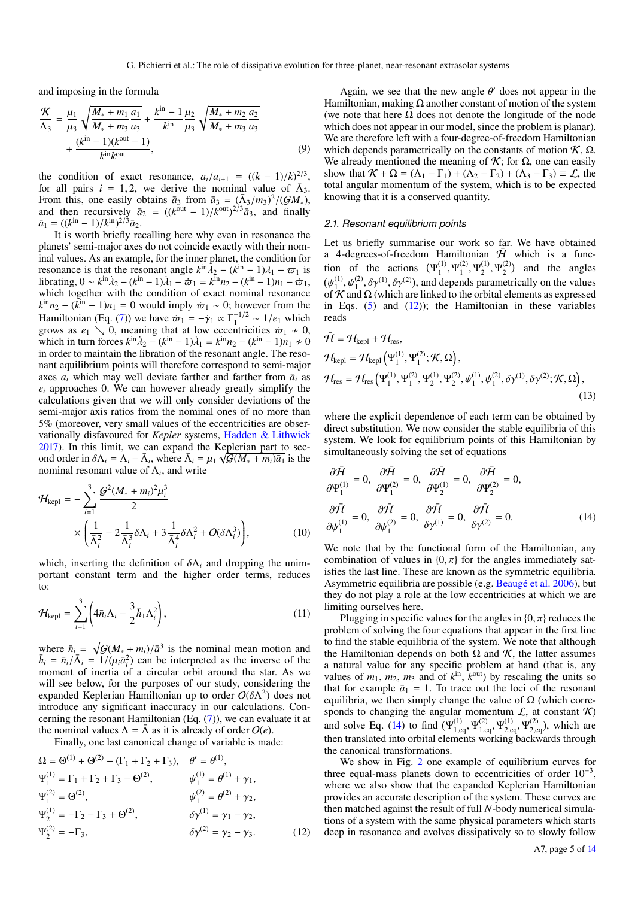and imposing in the formula

$$\frac{\mathcal{K}}{\Lambda_3} = \frac{\mu_1}{\mu_3}\sqrt{\frac{M_*+m_1}{M_*+m_3}\frac{a_1}{a_3}} + \frac{k^{\rm in}-1}{k^{\rm in}}\frac{\mu_2}{\mu_3}\sqrt{\frac{M_*+m_2}{M_*+m_3}\frac{a_2}{a_3}} + \frac{(k^{\rm in}-1)(k^{\rm out}-1)}{k^{\rm in}k^{\rm out}}, \tag{9}$$

the condition of exact resonance, $a_i/a_{i+1} = ((k-1)/k)^{2/3}$, for all pairs $i = 1, 2$, we derive the nominal value of $\bar{\Lambda}_3$. From this, one easily obtains $\bar{a}_3 = (\bar{\Lambda}_3/m_3)^2/(\mathcal{G}M_*)$, and then recursively $\bar{a}_2 = ((k^{\rm out}-1)/k^{\rm out})^{2/3}\bar{a}_3$, and finally $\bar{a}_1 = ((k^{\rm in}-1)/k^{\rm in})^{2/3}\bar{a}_2$.

It is worth briefly recalling here why even in resonance the planets' semi-major axes do not coincide exactly with their nominal values. As an example, for the inner planet, the condition for resonance is that the resonant angle $k^{\rm in}\lambda_2 - (k^{\rm in}-1)\lambda_1 - \varpi_1$ is librating, $0 \sim k^{\rm in}\dot{\lambda}_2 - (k^{\rm in}-1)\dot{\lambda}_1 - \dot{\varpi}_1 = k^{\rm in}n_2 - (k^{\rm in}-1)n_1 - \dot{\varpi}_1$, which together with the condition of exact nominal resonance $k^{\rm in}n_2 - (k^{\rm in}-1)n_1 = 0$ would imply $\dot{\varpi}_1 \sim 0$; however from the Hamiltonian (Eq. (7)) we have $\dot{\varpi}_1 = -\dot{\gamma}_1 \propto \Gamma_1^{-1/2} \sim 1/e_1$ which grows as $e_1 \searrow 0$, meaning that at low eccentricities $\dot{\varpi}_1 \nsim 0$, which in turn forces $k^{\rm in}\dot{\lambda}_2 - (k^{\rm in}-1)\dot{\lambda}_1 = k^{\rm in}n_2 - (k^{\rm in}-1)n_1 \nsim 0$ in order to maintain the libration of the resonant angle. The resonant equilibrium points will therefore correspond to semi-major axes $a_i$ which may well deviate farther and farther from $\bar{a}_i$ as $e_i$ approaches 0. We can however already greatly simplify the calculations given that we will only consider deviations of the semi-major axis ratios from the nominal ones of no more than 5% (moreover, very small values of the eccentricities are observationally disfavoured for *Kepler* systems, Hadden & Lithwick 2017). In this limit, we can expand the Keplerian part to second order in $\delta\Lambda_i = \Lambda_i - \bar{\Lambda}_i$, where $\bar{\Lambda}_i = \mu_1\sqrt{\mathcal{G}(M_*+m_i)\bar{a}_1}$ is the nominal resonant value of $\Lambda_i$, and write

$$\mathcal{H}_{\rm kepl} = -\sum_{i=1}^{3}\frac{\mathcal{G}^2(M_*+m_i)^2\mu_i^3}{2}\times\left(\frac{1}{\bar{\Lambda}_i^2} - 2\frac{1}{\bar{\Lambda}_i^3}\delta\Lambda_i + 3\frac{1}{\bar{\Lambda}_i^4}\delta\Lambda_i^2 + \mathcal{O}(\delta\Lambda_i^3)\right), \tag{10}$$

which, inserting the definition of $\delta\Lambda_i$ and dropping the unimportant constant term and the higher order terms, reduces to:

$$\mathcal{H}_{\rm kepl} = \sum_{i=1}^{3}\left(4\bar{n}_i\Lambda_i - \frac{3}{2}\bar{h}_1\Lambda_i^2\right), \tag{11}$$

where $\bar{n}_i = \sqrt{\mathcal{G}(M_*+m_i)/\bar{a}^3}$ is the nominal mean motion and $\bar{h}_i = \bar{n}_i/\bar{\Lambda}_i = 1/(\mu_i\bar{a}_i^2)$ can be interpreted as the inverse of the moment of inertia of a circular orbit around the star. As we will see below, for the purposes of our study, considering the expanded Keplerian Hamiltonian up to order $\mathcal{O}(\delta\Lambda^2)$ does not introduce any significant inaccuracy in our calculations. Concerning the resonant Hamiltonian (Eq. (7)), we can evaluate it at the nominal values $\Lambda = \bar{\Lambda}$ as it is already of order $\mathcal{O}(e)$.

Finally, one last canonical change of variable is made:

$$\begin{aligned}
&\Omega = \Theta^{(1)} + \Theta^{(2)} - (\Gamma_1+\Gamma_2+\Gamma_3), && \theta' = \theta^{(1)},\\
&\Psi_1^{(1)} = \Gamma_1+\Gamma_2+\Gamma_3-\Theta^{(2)}, && \psi_1^{(1)} = \theta^{(1)}+\gamma_1,\\
&\Psi_1^{(2)} = \Theta^{(2)}, && \psi_1^{(2)} = \theta^{(2)}+\gamma_2,\\
&\Psi_2^{(1)} = -\Gamma_2-\Gamma_3+\Theta^{(2)}, && \delta\gamma^{(1)} = \gamma_1-\gamma_2,\\
&\Psi_2^{(2)} = -\Gamma_3, && \delta\gamma^{(2)} = \gamma_2-\gamma_3.
\end{aligned} \tag{12}$$

Again, we see that the new angle $\theta'$ does not appear in the Hamiltonian, making $\Omega$ another constant of motion of the system (we note that here $\Omega$ does not denote the longitude of the node which does not appear in our model, since the problem is planar). We are therefore left with a four-degree-of-freedom Hamiltonian which depends parametrically on the constants of motion $\mathcal{K}$, $\Omega$. We already mentioned the meaning of $\mathcal{K}$; for $\Omega$, one can easily show that $\mathcal{K}+\Omega = (\Lambda_1-\Gamma_1)+(\Lambda_2-\Gamma_2)+(\Lambda_3-\Gamma_3) \equiv \mathcal{L}$, the total angular momentum of the system, which is to be expected knowing that it is a conserved quantity.

### 2.1. Resonant equilibrium points

Let us briefly summarise our work so far. We have obtained a 4-degrees-of-freedom Hamiltonian $\bar{\mathcal{H}}$ which is a function of the actions $(\Psi_1^{(1)}, \Psi_1^{(2)}, \Psi_2^{(1)}, \Psi_2^{(2)})$ and the angles $(\psi_1^{(1)}, \psi_1^{(2)}, \delta\gamma^{(1)}, \delta\gamma^{(2)})$, and depends parametrically on the values of $\mathcal{K}$ and $\Omega$ (which are linked to the orbital elements as expressed in Eqs. (5) and (12)); the Hamiltonian in these variables reads

$$\begin{aligned}
&\bar{\mathcal{H}} = \mathcal{H}_{\rm kepl} + \mathcal{H}_{\rm res},\\
&\mathcal{H}_{\rm kepl} = \mathcal{H}_{\rm kepl}\left(\Psi_1^{(1)}, \Psi_1^{(2)}; \mathcal{K}, \Omega\right),\\
&\mathcal{H}_{\rm res} = \mathcal{H}_{\rm res}\left(\Psi_1^{(1)}, \Psi_1^{(2)}, \Psi_2^{(1)}, \Psi_2^{(2)}, \psi_1^{(1)}, \psi_1^{(2)}, \delta\gamma^{(1)}, \delta\gamma^{(2)}; \mathcal{K}, \Omega\right),
\end{aligned} \tag{13}$$

where the explicit dependence of each term can be obtained by direct substitution. We now consider the stable equilibria of this system. We look for equilibrium points of this Hamiltonian by simultaneously solving the set of equations

$$\begin{aligned}
&\frac{\partial\bar{\mathcal{H}}}{\partial\Psi_1^{(1)}} = 0,\ \frac{\partial\bar{\mathcal{H}}}{\partial\Psi_1^{(2)}} = 0,\ \frac{\partial\bar{\mathcal{H}}}{\partial\Psi_2^{(1)}} = 0,\ \frac{\partial\bar{\mathcal{H}}}{\partial\Psi_2^{(2)}} = 0,\\
&\frac{\partial\bar{\mathcal{H}}}{\partial\psi_1^{(1)}} = 0,\ \frac{\partial\bar{\mathcal{H}}}{\partial\psi_1^{(2)}} = 0,\ \frac{\partial\bar{\mathcal{H}}}{\partial\delta\gamma^{(1)}} = 0,\ \frac{\partial\bar{\mathcal{H}}}{\partial\delta\gamma^{(2)}} = 0.
\end{aligned} \tag{14}$$

We note that by the functional form of the Hamiltonian, any combination of values in $\{0, \pi\}$ for the angles immediately satisfies the last line. These are known as the symmetric equilibria. Asymmetric equilibria are possible (e.g. Beaugé et al. 2006), but they do not play a role at the low eccentricities at which we are limiting ourselves here.

Plugging in specific values for the angles in $\{0, \pi\}$ reduces the problem of solving the four equations that appear in the first line to find the stable equilibria of the system. We note that although the Hamiltonian depends on both $\Omega$ and $\mathcal{K}$, the latter assumes a natural value for any specific problem at hand (that is, any values of $m_1$, $m_2$, $m_3$ and of $k^{\rm in}$, $k^{\rm out}$) by rescaling the units so that for example $\bar{a}_1 = 1$. To trace out the loci of the resonant equilibria, we then simply change the value of $\Omega$ (which corresponds to changing the angular momentum $\mathcal{L}$, at constant $\mathcal{K}$) and solve Eq. (14) to find $(\Psi_{1,\rm eq}^{(1)}, \Psi_{1,\rm eq}^{(2)}, \Psi_{2,\rm eq}^{(1)}, \Psi_{2,\rm eq}^{(2)})$, which are then translated into orbital elements working backwards through the canonical transformations.

We show in Fig. 2 one example of equilibrium curves for three equal-mass planets down to eccentricities of order $10^{-3}$, where we also show that the expanded Keplerian Hamiltonian provides an accurate description of the system. These curves are then matched against the result of full *N*-body numerical simulations of a system with the same physical parameters which starts deep in resonance and evolves dissipatively so to slowly follow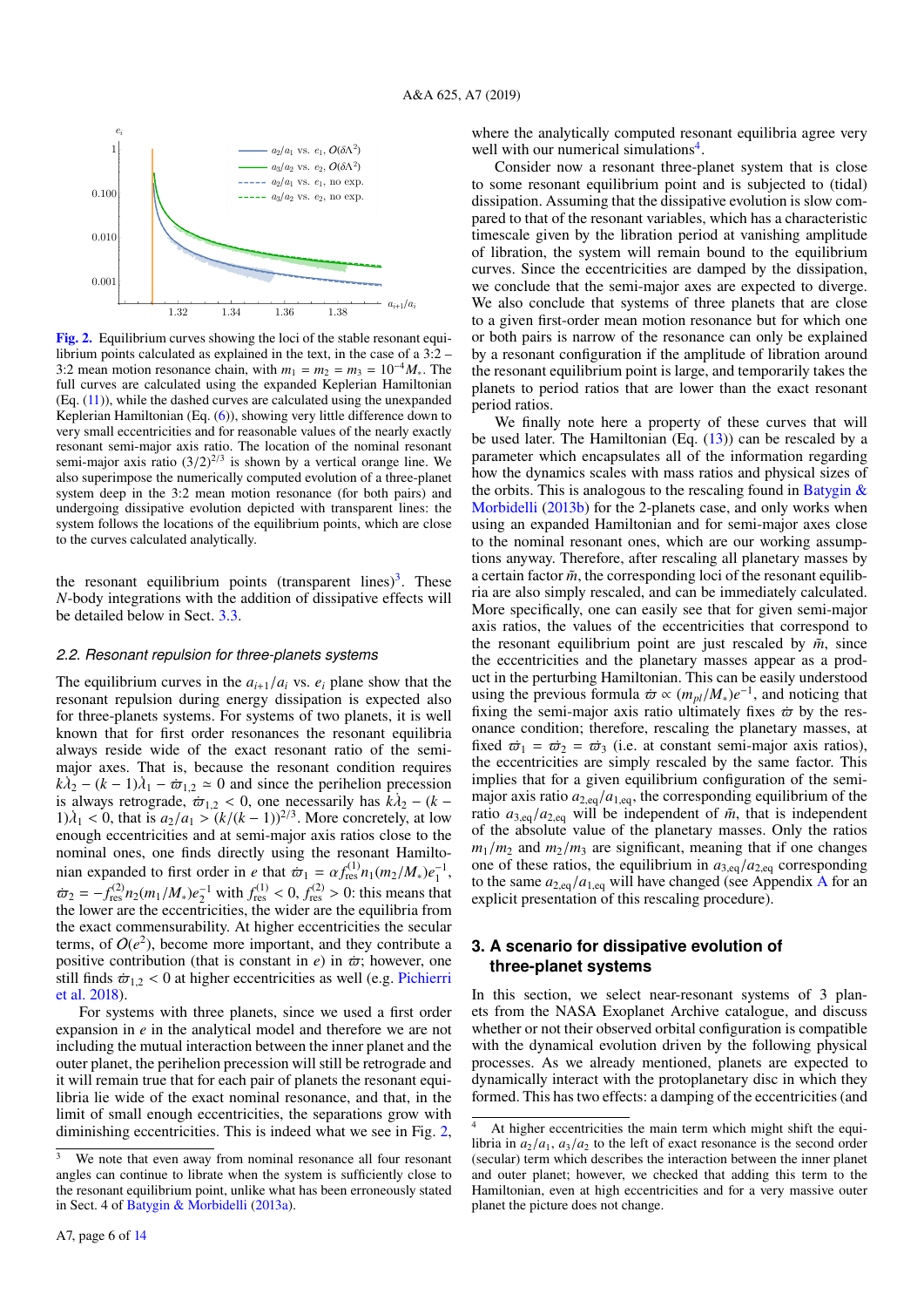Fig. 2. Equilibrium curves showing the loci of the stable resonant equilibrium points calculated as explained in the text, in the case of a 3:2 – 3:2 mean motion resonance chain, with $m_1 = m_2 = m_3 = 10^{-4} M_*$. The full curves are calculated using the expanded Keplerian Hamiltonian (Eq. (11)), while the dashed curves are calculated using the unexpanded Keplerian Hamiltonian (Eq. (6)), showing very little difference down to very small eccentricities and for reasonable values of the nearly exactly resonant semi-major axis ratio. The location of the nominal resonant semi-major axis ratio $(3/2)^{2/3}$ is shown by a vertical orange line. We also superimpose the numerically computed evolution of a three-planet system deep in the 3:2 mean motion resonance (for both pairs) and undergoing dissipative evolution depicted with transparent lines: the system follows the locations of the equilibrium points, which are close to the curves calculated analytically.

the resonant equilibrium points (transparent lines)[3]. These $N$-body integrations with the addition of dissipative effects will be detailed below in Sect. 3.3.

### 2.2. Resonant repulsion for three-planets systems

The equilibrium curves in the $a_{i+1}/a_i$ vs. $e_i$ plane show that the resonant repulsion during energy dissipation is expected also for three-planets systems. For systems of two planets, it is well known that for first order resonances the resonant equilibria always reside wide of the exact resonant ratio of the semi-major axes. That is, because the resonant condition requires $k\dot{\lambda}_2 - (k-1)\dot{\lambda}_1 - \dot{\varpi}_{1,2} \simeq 0$ and since the perihelion precession is always retrograde, $\dot{\varpi}_{1,2} < 0$, one necessarily has $k\dot{\lambda}_2 - (k-1)\dot{\lambda}_1 < 0$, that is $a_2/a_1 > (k/(k-1))^{2/3}$. More concretely, at low enough eccentricities and at semi-major axis ratios close to the nominal ones, one finds directly using the resonant Hamiltonian expanded to first order in $e$ that $\dot{\varpi}_1 = \alpha f^{(1)}_{\rm res} n_1 (m_2/M_*) e_1^{-1}$, $\dot{\varpi}_2 = -f^{(2)}_{\rm res} n_2 (m_1/M_*) e_2^{-1}$ with $f^{(1)}_{\rm res} < 0$, $f^{(2)}_{\rm res} > 0$: this means that the lower are the eccentricities, the wider are the equilibria from the exact commensurability. At higher eccentricities the secular terms, of $O(e^2)$, become more important, and they contribute a positive contribution (that is constant in $e$) in $\dot{\varpi}$; however, one still finds $\dot{\varpi}_{1,2} < 0$ at higher eccentricities as well (e.g. Pichierri et al. 2018).

For systems with three planets, since we used a first order expansion in $e$ in the analytical model and therefore we are not including the mutual interaction between the inner planet and the outer planet, the perihelion precession will still be retrograde and it will remain true that for each pair of planets the resonant equilibria lie wide of the exact nominal resonance, and that, in the limit of small enough eccentricities, the separations grow with diminishing eccentricities. This is indeed what we see in Fig. 2, where the analytically computed resonant equilibria agree very well with our numerical simulations[4].

Consider now a resonant three-planet system that is close to some resonant equilibrium point and is subjected to (tidal) dissipation. Assuming that the dissipative evolution is slow compared to that of the resonant variables, which has a characteristic timescale given by the libration period at vanishing amplitude of libration, the system will remain bound to the equilibrium curves. Since the eccentricities are damped by the dissipation, we conclude that the semi-major axes are expected to diverge. We also conclude that systems of three planets that are close to a given first-order mean motion resonance but for which one or both pairs is narrow of the resonance can only be explained by a resonant configuration if the amplitude of libration around the resonant equilibrium point is large, and temporarily takes the planets to period ratios that are lower than the exact resonant period ratios.

We finally note here a property of these curves that will be used later. The Hamiltonian (Eq. (13)) can be rescaled by a parameter which encapsulates all of the information regarding how the dynamics scales with mass ratios and physical sizes of the orbits. This is analogous to the rescaling found in Batygin & Morbidelli (2013b) for the 2-planets case, and only works when using an expanded Hamiltonian and for semi-major axes close to the nominal resonant ones, which are our working assumptions anyway. Therefore, after rescaling all planetary masses by a certain factor $\tilde{m}$, the corresponding loci of the resonant equilibria are also simply rescaled, and can be immediately calculated. More specifically, one can easily see that for given semi-major axis ratios, the values of the eccentricities that correspond to the resonant equilibrium point are just rescaled by $\tilde{m}$, since the eccentricities and the planetary masses appear as a product in the perturbing Hamiltonian. This can be easily understood using the previous formula $\dot{\varpi} \propto (m_{pl}/M_*) e^{-1}$, and noticing that fixing the semi-major axis ratio ultimately fixes $\dot{\varpi}$ by the resonance condition; therefore, rescaling the planetary masses, at fixed $\dot{\varpi}_1 = \dot{\varpi}_2 = \dot{\varpi}_3$ (i.e. at constant semi-major axis ratios), the eccentricities are simply rescaled by the same factor. This implies that for a given equilibrium configuration of the semi-major axis ratio $a_{2,\rm eq}/a_{1,\rm eq}$, the corresponding equilibrium of the ratio $a_{3,\rm eq}/a_{2,\rm eq}$ will be independent of $\tilde{m}$, that is independent of the absolute value of the planetary masses. Only the ratios $m_1/m_2$ and $m_2/m_3$ are significant, meaning that if one changes one of these ratios, the equilibrium in $a_{3,\rm eq}/a_{2,\rm eq}$ corresponding to the same $a_{2,\rm eq}/a_{1,\rm eq}$ will have changed (see Appendix A for an explicit presentation of this rescaling procedure).

## 3. A scenario for dissipative evolution of three-planet systems

In this section, we select near-resonant systems of 3 planets from the NASA Exoplanet Archive catalogue, and discuss whether or not their observed orbital configuration is compatible with the dynamical evolution driven by the following physical processes. As we already mentioned, planets are expected to dynamically interact with the protoplanetary disc in which they formed. This has two effects: a damping of the eccentricities (and

[3] We note that even away from nominal resonance all four resonant angles can continue to librate when the system is sufficiently close to the resonant equilibrium point, unlike what has been erroneously stated in Sect. 4 of Batygin & Morbidelli (2013a).

[4] At higher eccentricities the main term which might shift the equilibria in $a_2/a_1$, $a_3/a_2$ to the left of exact resonance is the second order (secular) term which describes the interaction between the inner planet and outer planet; however, we checked that adding this term to the Hamiltonian, even at high eccentricities and for a very massive outer planet the picture does not change.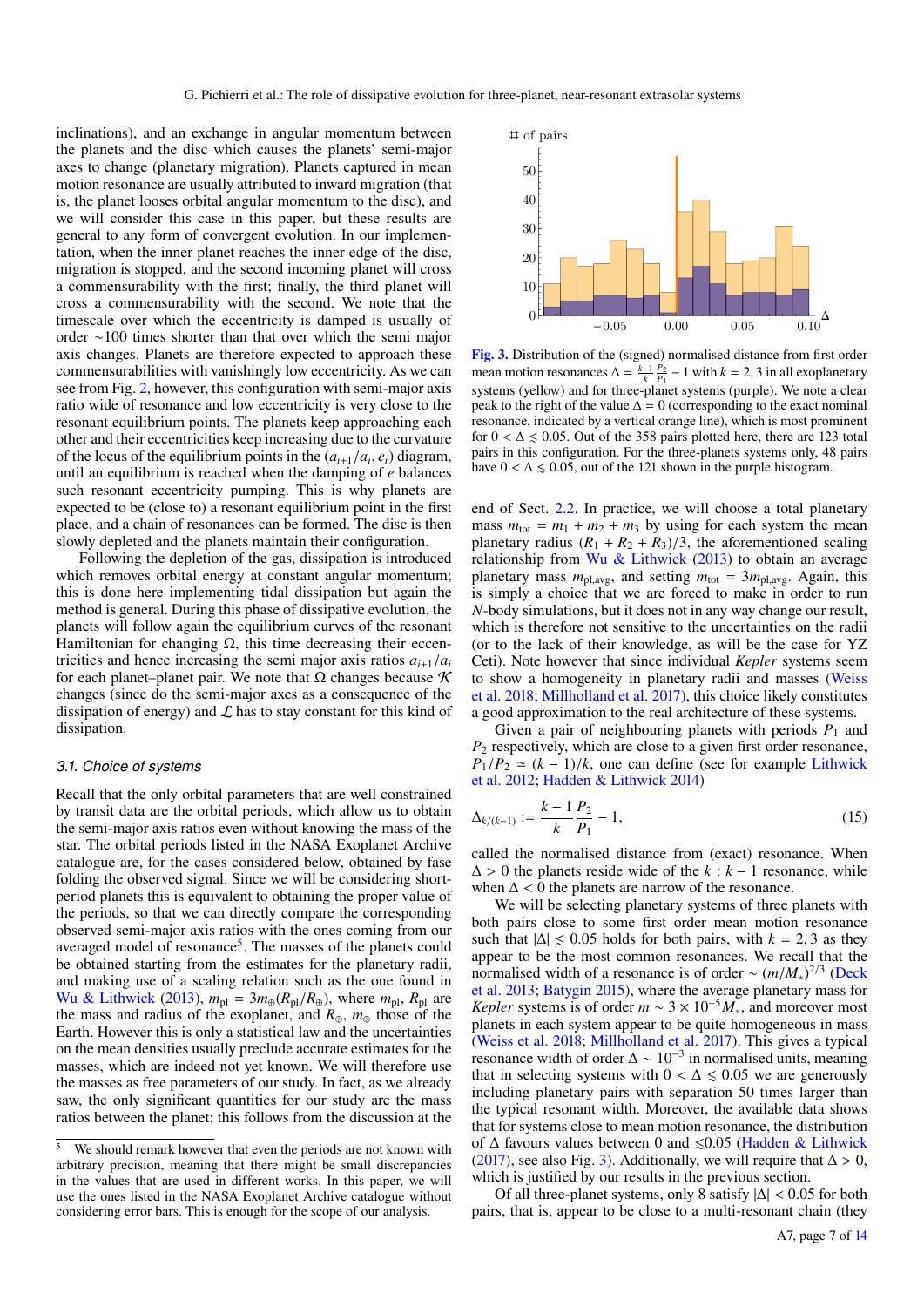inclinations), and an exchange in angular momentum between the planets and the disc which causes the planets' semi-major axes to change (planetary migration). Planets captured in mean motion resonance are usually attributed to inward migration (that is, the planet looses orbital angular momentum to the disc), and we will consider this case in this paper, but these results are general to any form of convergent evolution. In our implementation, when the inner planet reaches the inner edge of the disc, migration is stopped, and the second incoming planet will cross a commensurability with the first; finally, the third planet will cross a commensurability with the second. We note that the timescale over which the eccentricity is damped is usually of order ∼100 times shorter than that over which the semi major axis changes. Planets are therefore expected to approach these commensurabilities with vanishingly low eccentricity. As we can see from Fig. 2, however, this configuration with semi-major axis ratio wide of resonance and low eccentricity is very close to the resonant equilibrium points. The planets keep approaching each other and their eccentricities keep increasing due to the curvature of the locus of the equilibrium points in the $(a_{i+1}/a_i, e_i)$ diagram, until an equilibrium is reached when the damping of $e$ balances such resonant eccentricity pumping. This is why planets are expected to be (close to) a resonant equilibrium point in the first place, and a chain of resonances can be formed. The disc is then slowly depleted and the planets maintain their configuration.

Following the depletion of the gas, dissipation is introduced which removes orbital energy at constant angular momentum; this is done here implementing tidal dissipation but again the method is general. During this phase of dissipative evolution, the planets will follow again the equilibrium curves of the resonant Hamiltonian for changing $\Omega$, this time decreasing their eccentricities and hence increasing the semi major axis ratios $a_{i+1}/a_i$ for each planet–planet pair. We note that $\Omega$ changes because $\mathcal{K}$ changes (since do the semi-major axes as a consequence of the dissipation of energy) and $\mathcal{L}$ has to stay constant for this kind of dissipation.

### 3.1. Choice of systems

Recall that the only orbital parameters that are well constrained by transit data are the orbital periods, which allow us to obtain the semi-major axis ratios even without knowing the mass of the star. The orbital periods listed in the NASA Exoplanet Archive catalogue are, for the cases considered below, obtained by phase folding the observed signal. Since we will be considering short-period planets this is equivalent to obtaining the proper value of the periods, so that we can directly compare the corresponding observed semi-major axis ratios with the ones coming from our averaged model of resonance[5]. The masses of the planets could be obtained starting from the estimates for the planetary radii, and making use of a scaling relation such as the one found in Wu & Lithwick (2013), $m_{\rm pl} = 3m_\oplus(R_{\rm pl}/R_\oplus)$, where $m_{\rm pl}$, $R_{\rm pl}$ are the mass and radius of the exoplanet, and $R_\oplus$, $m_\oplus$ those of the Earth. However this is only a statistical law and the uncertainties on the mean densities usually preclude accurate estimates for the masses, which are indeed not yet known. We will therefore use the masses as free parameters of our study. In fact, as we already saw, the only significant quantities for our study are the mass ratios between the planet; this follows from the discussion at the end of Sect. 2.2. In practice, we will choose a total planetary mass $m_{\rm tot} = m_1 + m_2 + m_3$ by using for each system the mean planetary radius $(R_1 + R_2 + R_3)/3$, the aforementioned scaling relationship from Wu & Lithwick (2013) to obtain an average planetary mass $m_{\rm pl,avg}$, and setting $m_{\rm tot} = 3m_{\rm pl,avg}$. Again, this is simply a choice that we are forced to make in order to run $N$-body simulations, but it does not in any way change our result, which is therefore not sensitive to the uncertainties on the radii (or to the lack of their knowledge, as will be the case for YZ Ceti). Note however that since individual *Kepler* systems seem to show a homogeneity in planetary radii and masses (Weiss et al. 2018; Millholland et al. 2017), this choice likely constitutes a good approximation to the real architecture of these systems.

Fig. 3. Distribution of the (signed) normalised distance from first order mean motion resonances $\Delta = \frac{k-1}{k}\frac{P_2}{P_1} - 1$ with $k = 2, 3$ in all exoplanetary systems (yellow) and for three-planet systems (purple). We note a clear peak to the right of the value $\Delta = 0$ (corresponding to the exact nominal resonance, indicated by a vertical orange line), which is most prominent for $0 < \Delta \lesssim 0.05$. Out of the 358 pairs plotted here, there are 123 total pairs in this configuration. For the three-planets systems only, 48 pairs have $0 < \Delta \lesssim 0.05$, out of the 121 shown in the purple histogram.

Given a pair of neighbouring planets with periods $P_1$ and $P_2$ respectively, which are close to a given first order resonance, $P_1/P_2 \simeq (k-1)/k$, one can define (see for example Lithwick et al. 2012; Hadden & Lithwick 2014)

$$\Delta_{k/(k-1)} := \frac{k-1}{k}\frac{P_2}{P_1} - 1, \tag{15}$$

called the normalised distance from (exact) resonance. When $\Delta > 0$ the planets reside wide of the $k : k-1$ resonance, while when $\Delta < 0$ the planets are narrow of the resonance.

We will be selecting planetary systems of three planets with both pairs close to some first order mean motion resonance such that $|\Delta| \lesssim 0.05$ holds for both pairs, with $k = 2, 3$ as they appear to be the most common resonances. We recall that the normalised width of a resonance is of order $\sim (m/M_*)^{2/3}$ (Deck et al. 2013; Batygin 2015), where the average planetary mass for *Kepler* systems is of order $m \sim 3 \times 10^{-5} M_*$, and moreover most planets in each system appear to be quite homogeneous in mass (Weiss et al. 2018; Millholland et al. 2017). This gives a typical resonance width of order $\Delta \sim 10^{-3}$ in normalised units, meaning that in selecting systems with $0 < \Delta \lesssim 0.05$ we are generously including planetary pairs with separation 50 times larger than the typical resonant width. Moreover, the available data shows that for systems close to mean motion resonance, the distribution of $\Delta$ favours values between 0 and $\lesssim 0.05$ (Hadden & Lithwick (2017), see also Fig. 3). Additionally, we will require that $\Delta > 0$, which is justified by our results in the previous section.

Of all three-planet systems, only 8 satisfy $|\Delta| < 0.05$ for both pairs, that is, appear to be close to a multi-resonant chain (they

[5] We should remark however that even the periods are not known with arbitrary precision, meaning that there might be small discrepancies in the values that are used in different works. In this paper, we will use the ones listed in the NASA Exoplanet Archive catalogue without considering error bars. This is enough for the scope of our analysis.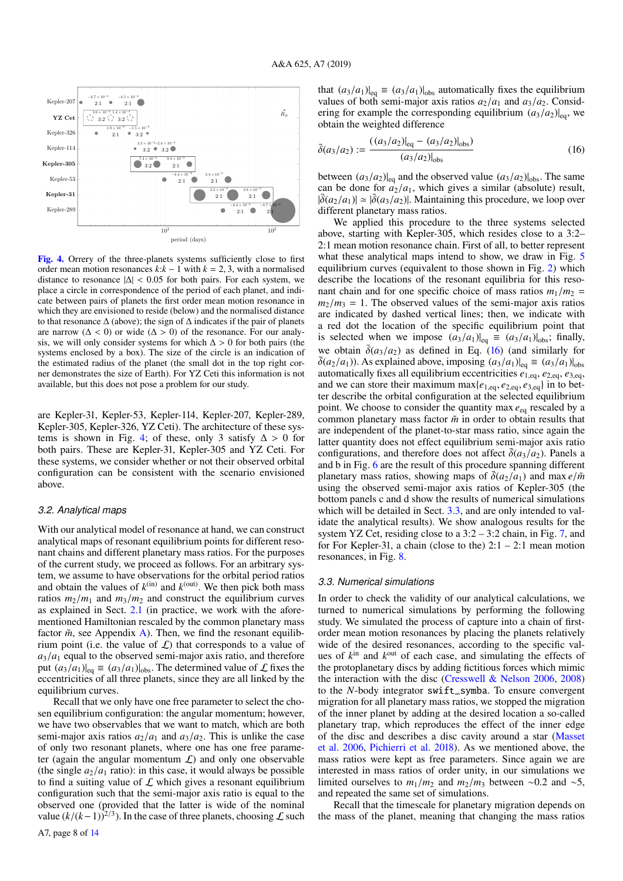Fig. 4. Orrery of the three-planets systems sufficiently close to first order mean motion resonances $k$:$k-1$ with $k = 2, 3$, with a normalised distance to resonance $|\Delta| < 0.05$ for both pairs. For each system, we place a circle in correspondence of the period of each planet, and indicate between pairs of planets the first order mean motion resonance in which they are envisioned to reside (below) and the normalised distance to that resonance $\Delta$ (above); the sign of $\Delta$ indicates if the pair of planets are narrow ($\Delta < 0$) or wide ($\Delta > 0$) of the resonance. For our analysis, we will only consider systems for which $\Delta > 0$ for both pairs (the systems enclosed by a box). The size of the circle is an indication of the estimated radius of the planet (the small dot in the top right corner demonstrates the size of Earth). For YZ Ceti this information is not available, but this does not pose a problem for our study.

are Kepler-31, Kepler-53, Kepler-114, Kepler-207, Kepler-289, Kepler-305, Kepler-326, YZ Ceti). The architecture of these systems is shown in Fig. 4; of these, only 3 satisfy $\Delta > 0$ for both pairs. These are Kepler-31, Kepler-305 and YZ Ceti. For these systems, we consider whether or not their observed orbital configuration can be consistent with the scenario envisioned above.

### 3.2. Analytical maps

With our analytical model of resonance at hand, we can construct analytical maps of resonant equilibrium points for different resonant chains and different planetary mass ratios. For the purposes of the current study, we proceed as follows. For an arbitrary system, we assume to have observations for the orbital period ratios and obtain the values of $k^{(\mathrm{in})}$ and $k^{(\mathrm{out})}$. We then pick both mass ratios $m_2/m_1$ and $m_3/m_2$ and construct the equilibrium curves as explained in Sect. 2.1 (in practice, we work with the aforementioned Hamiltonian rescaled by the common planetary mass factor $\tilde{m}$, see Appendix A). Then, we find the resonant equilibrium point (i.e. the value of $\mathcal{L}$) that corresponds to a value of $a_3/a_1$ equal to the observed semi-major axis ratio, and therefore put $(a_3/a_1)|_{\mathrm{eq}} \equiv (a_3/a_1)|_{\mathrm{obs}}$. The determined value of $\mathcal{L}$ fixes the eccentricities of all three planets, since they are all linked by the equilibrium curves.

Recall that we only have one free parameter to select the chosen equilibrium configuration: the angular momentum; however, we have two observables that we want to match, which are both semi-major axis ratios $a_2/a_1$ and $a_3/a_2$. This is unlike the case of only two resonant planets, where one has one free parameter (again the angular momentum $\mathcal{L}$) and only one observable (the single $a_2/a_1$ ratio): in this case, it would always be possible to find a suiting value of $\mathcal{L}$ which gives a resonant equilibrium configuration such that the semi-major axis ratio is equal to the observed one (provided that the latter is wide of the nominal value $(k/(k-1))^{2/3}$). In the case of three planets, choosing $\mathcal{L}$ such that $(a_3/a_1)|_{\mathrm{eq}} \equiv (a_3/a_1)|_{\mathrm{obs}}$ automatically fixes the equilibrium values of both semi-major axis ratios $a_2/a_1$ and $a_3/a_2$. Considering for example the corresponding equilibrium $(a_3/a_2)|_{\mathrm{eq}}$, we obtain the weighted difference

$$\bar{\delta}(a_3/a_2) := \frac{((a_3/a_2)|_{\mathrm{eq}} - (a_3/a_2)|_{\mathrm{obs}})}{(a_3/a_2)|_{\mathrm{obs}}} \tag{16}$$

between $(a_3/a_2)|_{\mathrm{eq}}$ and the observed value $(a_3/a_2)|_{\mathrm{obs}}$. The same can be done for $a_2/a_1$, which gives a similar (absolute) result, $|\bar{\delta}(a_2/a_1)| \simeq |\bar{\delta}(a_3/a_2)|$. Maintaining this procedure, we loop over different planetary mass ratios.

We applied this procedure to the three systems selected above, starting with Kepler-305, which resides close to a 3:2–2:1 mean motion resonance chain. First of all, to better represent what these analytical maps intend to show, we draw in Fig. 5 equilibrium curves (equivalent to those shown in Fig. 2) which describe the locations of the resonant equilibria for this resonant chain and for one specific choice of mass ratios $m_1/m_2 = m_2/m_3 = 1$. The observed values of the semi-major axis ratios are indicated by dashed vertical lines; then, we indicate with a red dot the location of the specific equilibrium point that is selected when we impose $(a_3/a_1)|_{\mathrm{eq}} \equiv (a_3/a_1)|_{\mathrm{obs}}$; finally, we obtain $\bar{\delta}(a_3/a_2)$ as defined in Eq. (16) (and similarly for $\bar{\delta}(a_2/a_1)$). As explained above, imposing $(a_3/a_1)|_{\mathrm{eq}} \equiv (a_3/a_1)|_{\mathrm{obs}}$ automatically fixes all equilibrium eccentricities $e_{1,\mathrm{eq}}, e_{2,\mathrm{eq}}, e_{3,\mathrm{eq}}$, and we can store their maximum $\max\{e_{1,\mathrm{eq}}, e_{2,\mathrm{eq}}, e_{3,\mathrm{eq}}\}$ in to better describe the orbital configuration at the selected equilibrium point. We choose to consider the quantity $\max e_{\mathrm{eq}}$ rescaled by a common planetary mass factor $\tilde{m}$ in order to obtain results that are independent of the planet-to-star mass ratio, since again the latter quantity does not effect equilibrium semi-major axis ratio configurations, and therefore does not affect $\bar{\delta}(a_3/a_2)$. Panels a and b in Fig. 6 are the result of this procedure spanning different planetary mass ratios, showing maps of $\bar{\delta}(a_2/a_1)$ and $\max e/\tilde{m}$ using the observed semi-major axis ratios of Kepler-305 (the bottom panels c and d show the results of numerical simulations which will be detailed in Sect. 3.3, and are only intended to validate the analytical results). We show analogous results for the system YZ Cet, residing close to a 3:2 – 3:2 chain, in Fig. 7, and for For Kepler-31, a chain (close to the) 2:1 – 2:1 mean motion resonances, in Fig. 8.

### 3.3. Numerical simulations

In order to check the validity of our analytical calculations, we turned to numerical simulations by performing the following study. We simulated the process of capture into a chain of first-order mean motion resonances by placing the planets relatively wide of the desired resonances, according to the specific values of $k^{\mathrm{in}}$ and $k^{\mathrm{out}}$ of each case, and simulating the effects of the protoplanetary discs by adding fictitious forces which mimic the interaction with the disc (Cresswell & Nelson 2006, 2008) to the $N$-body integrator `swift_symba`. To ensure convergent migration for all planetary mass ratios, we stopped the migration of the inner planet by adding at the desired location a so-called planetary trap, which reproduces the effect of the inner edge of the disc and describes a disc cavity around a star (Masset et al. 2006; Pichierri et al. 2018). As we mentioned above, the mass ratios were kept as free parameters. Since again we are interested in mass ratios of order unity, in our simulations we limited ourselves to $m_1/m_2$ and $m_2/m_3$ between $\sim$0.2 and $\sim$5, and repeated the same set of simulations.

Recall that the timescale for planetary migration depends on the mass of the planet, meaning that changing the mass ratios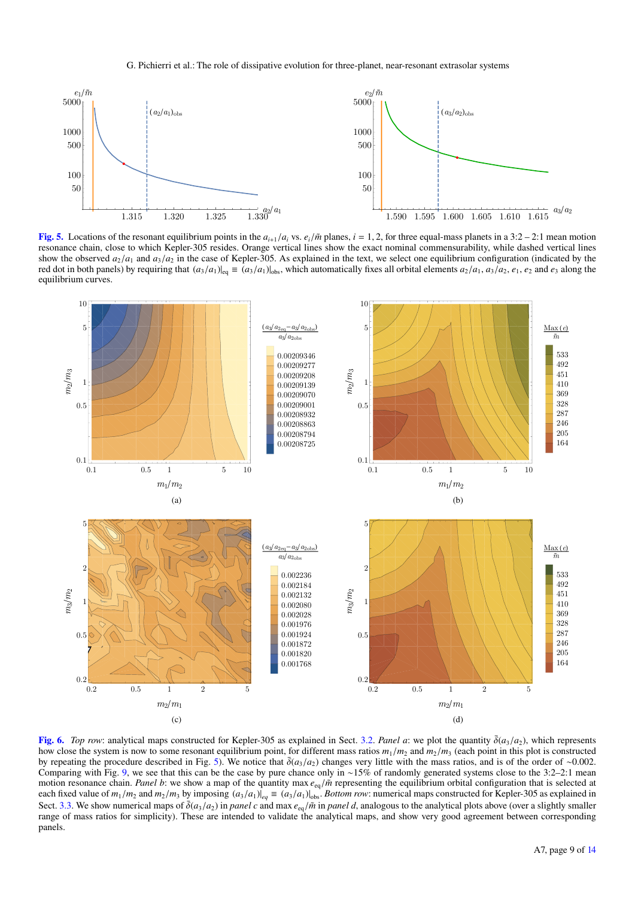**Fig. 5.** Locations of the resonant equilibrium points in the $a_{i+1}/a_i$ vs. $e_i/\tilde{m}$ planes, $i = 1, 2$, for three equal-mass planets in a 3:2 – 2:1 mean motion resonance chain, close to which Kepler-305 resides. Orange vertical lines show the exact nominal commensurability, while dashed vertical lines show the observed $a_2/a_1$ and $a_3/a_2$ in the case of Kepler-305. As explained in the text, we select one equilibrium configuration (indicated by the red dot in both panels) by requiring that $(a_3/a_1)|_{\rm eq} \equiv (a_3/a_1)|_{\rm obs}$, which automatically fixes all orbital elements $a_2/a_1$, $a_3/a_2$, $e_1$, $e_2$ and $e_3$ along the equilibrium curves.

**Fig. 6.** *Top row*: analytical maps constructed for Kepler-305 as explained in Sect. 3.2. *Panel a*: we plot the quantity $\tilde{\delta}(a_3/a_2)$, which represents how close the system is now to some resonant equilibrium point, for different mass ratios $m_1/m_2$ and $m_2/m_3$ (each point in this plot is constructed by repeating the procedure described in Fig. 5). We notice that $\tilde{\delta}(a_3/a_2)$ changes very little with the mass ratios, and is of the order of ~0.002. Comparing with Fig. 9, we see that this can be the case by pure chance only in ~15% of randomly generated systems close to the 3:2–2:1 mean motion resonance chain. *Panel b*: we show a map of the quantity max $e_{\rm eq}/\tilde{m}$ representing the equilibrium orbital configuration that is selected at each fixed value of $m_1/m_2$ and $m_2/m_3$ by imposing $(a_3/a_1)|_{eq} \equiv (a_3/a_1)|_{\rm obs}$. *Bottom row*: numerical maps constructed for Kepler-305 as explained in Sect. 3.3. We show numerical maps of $\tilde{\delta}(a_3/a_2)$ in *panel c* and max $e_{\rm eq}/\tilde{m}$ in *panel d*, analogous to the analytical plots above (over a slightly smaller range of mass ratios for simplicity). These are intended to validate the analytical maps, and show very good agreement between corresponding panels.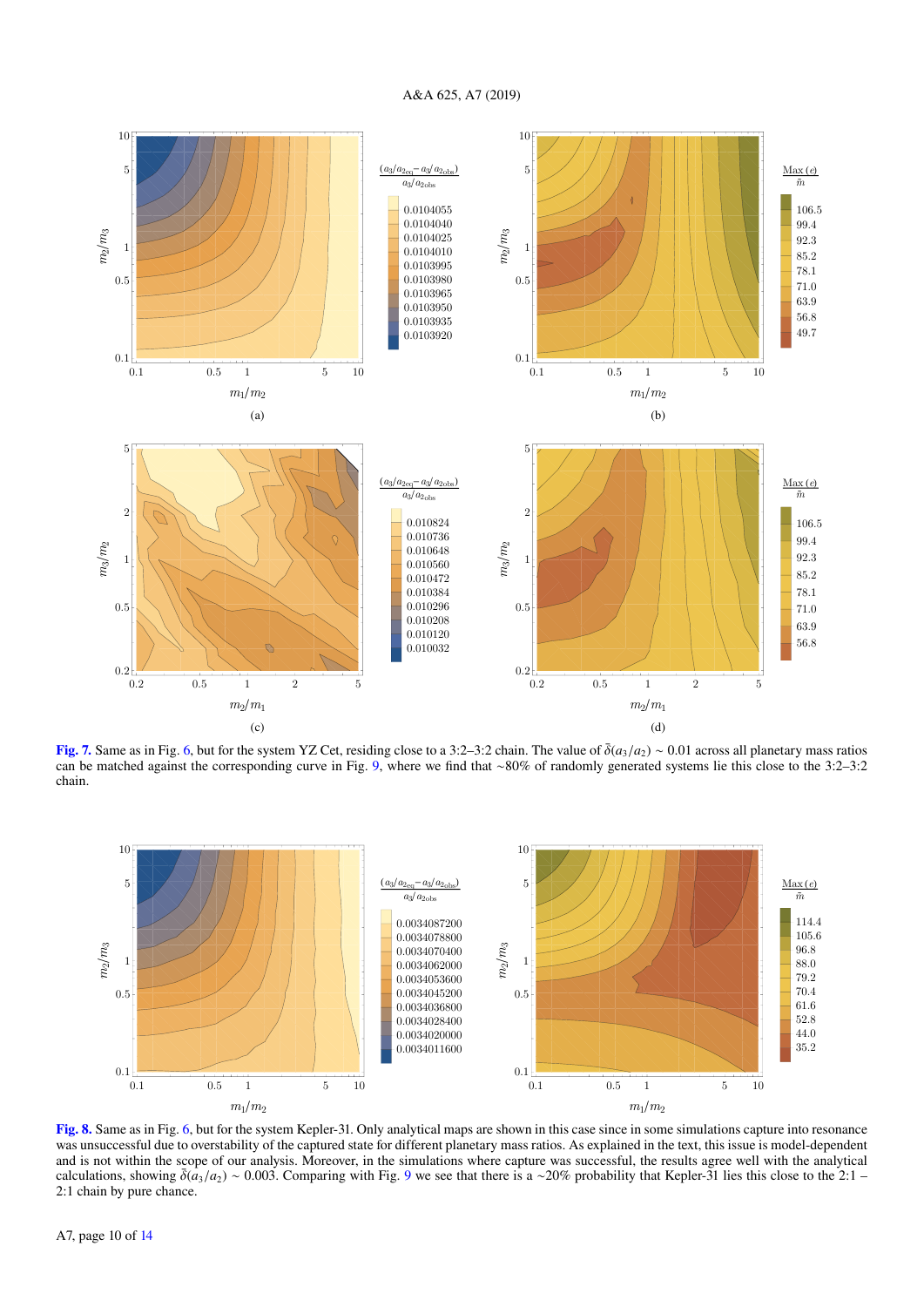Fig. 7. Same as in Fig. 6, but for the system YZ Cet, residing close to a 3:2–3:2 chain. The value of $\bar{\delta}(a_3/a_2) \sim 0.01$ across all planetary mass ratios can be matched against the corresponding curve in Fig. 9, where we find that ~80% of randomly generated systems lie this close to the 3:2–3:2 chain.

Fig. 8. Same as in Fig. 6, but for the system Kepler-31. Only analytical maps are shown in this case since in some simulations capture into resonance was unsuccessful due to overstability of the captured state for different planetary mass ratios. As explained in the text, this issue is model-dependent and is not within the scope of our analysis. Moreover, in the simulations where capture was successful, the results agree well with the analytical calculations, showing $\bar{\delta}(a_3/a_2) \sim 0.003$. Comparing with Fig. 9 we see that there is a ~20% probability that Kepler-31 lies this close to the 2:1 – 2:1 chain by pure chance.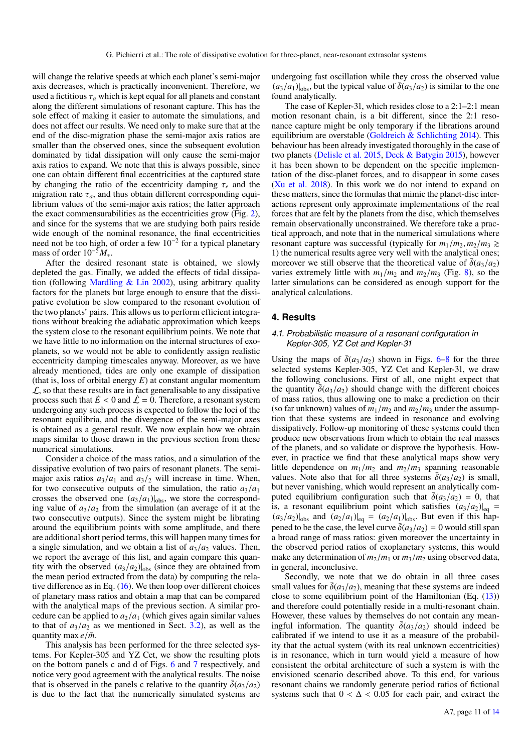will change the relative speeds at which each planet's semi-major axis decreases, which is practically inconvenient. Therefore, we used a fictitious $\tau_a$ which is kept equal for all planets and constant along the different simulations of resonant capture. This has the sole effect of making it easier to automate the simulations, and does not affect our results. We need only to make sure that at the end of the disc-migration phase the semi-major axis ratios are smaller than the observed ones, since the subsequent evolution dominated by tidal dissipation will only cause the semi-major axis ratios to expand. We note that this is always possible, since one can obtain different final eccentricities at the captured state by changing the ratio of the eccentricity damping $\tau_e$ and the migration rate $\tau_a$, and thus obtain different corresponding equilibrium values of the semi-major axis ratios; the latter approach the exact commensurabilities as the eccentricities grow (Fig. 2), and since for the systems that we are studying both pairs reside wide enough of the nominal resonance, the final eccentricities need not be too high, of order a few $10^{-2}$ for a typical planetary mass of order $10^{-5}M_*$.

After the desired resonant state is obtained, we slowly depleted the gas. Finally, we added the effects of tidal dissipation (following Mardling & Lin 2002), using arbitrary quality factors for the planets but large enough to ensure that the dissipative evolution be slow compared to the resonant evolution of the two planets' pairs. This allows us to perform efficient integrations without breaking the adiabatic approximation which keeps the system close to the resonant equilibrium points. We note that we have little to no information on the internal structures of exoplanets, so we would not be able to confidently assign realistic eccentricity damping timescales anyway. Moreover, as we have already mentioned, tides are only one example of dissipation (that is, loss of orbital energy $E$) at constant angular momentum $\mathcal{L}$, so that these results are in fact generalisable to any dissipative process such that $\dot{E} < 0$ and $\dot{\mathcal{L}} = 0$. Therefore, a resonant system undergoing any such process is expected to follow the loci of the resonant equilibria, and the divergence of the semi-major axes is obtained as a general result. We now explain how we obtain maps similar to those drawn in the previous section from these numerical simulations.

Consider a choice of the mass ratios, and a simulation of the dissipative evolution of two pairs of resonant planets. The semi-major axis ratios $a_3/a_1$ and $a_3/_2$ will increase in time. When, for two consecutive outputs of the simulation, the ratio $a_3/a_1$ crosses the observed one $(a_3/a_1)|_{\text{obs}}$, we store the corresponding value of $a_3/a_2$ from the simulation (an average of it at the two consecutive outputs). Since the system might be librating around the equilibrium points with some amplitude, and there are additional short period terms, this will happen many times for a single simulation, and we obtain a list of $a_3/a_2$ values. Then, we report the average of this list, and again compare this quantity with the observed $(a_3/a_2)|_{\text{obs}}$ (since they are obtained from the mean period extracted from the data) by computing the relative difference as in Eq. (16). We then loop over different choices of planetary mass ratios and obtain a map that can be compared with the analytical maps of the previous section. A similar procedure can be applied to $a_2/a_1$ (which gives again similar values to that of $a_3/a_2$ as we mentioned in Sect. 3.2), as well as the quantity $\max e/\tilde{m}$.

This analysis has been performed for the three selected systems. For Kepler-305 and YZ Cet, we show the resulting plots on the bottom panels c and d of Figs. 6 and 7 respectively, and notice very good agreement with the analytical results. The noise that is observed in the panels c relative to the quantity $\bar{\delta}(a_3/a_2)$ is due to the fact that the numerically simulated systems are undergoing fast oscillation while they cross the observed value $(a_3/a_1)|_{\text{obs}}$, but the typical value of $\bar{\delta}(a_3/a_2)$ is similar to the one found analytically.

The case of Kepler-31, which resides close to a 2:1–2:1 mean motion resonant chain, is a bit different, since the 2:1 resonance capture might be only temporary if the librations around equilibrium are overstable (Goldreich & Schlichting 2014). This behaviour has been already investigated thoroughly in the case of two planets (Delisle et al. 2015, Deck & Batygin 2015), however it has been shown to be dependent on the specific implementation of the disc-planet forces, and to disappear in some cases (Xu et al. 2018). In this work we do not intend to expand on these matters, since the formulas that mimic the planet-disc interactions represent only approximate implementations of the real forces that are felt by the planets from the disc, which themselves remain observationally unconstrained. We therefore take a practical approach, and note that in the numerical simulations where resonant capture was successful (typically for $m_1/m_2, m_2/m_3 \gtrsim 1$) the numerical results agree very well with the analytical ones; moreover we still observe that the theoretical value of $\bar{\delta}(a_3/a_2)$ varies extremely little with $m_1/m_2$ and $m_2/m_3$ (Fig. 8), so the latter simulations can be considered as enough support for the analytical calculations.

## 4. Results

### 4.1. Probabilistic measure of a resonant configuration in Kepler-305, YZ Cet and Kepler-31

Using the maps of $\bar{\delta}(a_3/a_2)$ shown in Figs. 6–8 for the three selected systems Kepler-305, YZ Cet and Kepler-31, we draw the following conclusions. First of all, one might expect that the quantity $\bar{\delta}(a_3/a_2)$ should change with the different choices of mass ratios, thus allowing one to make a prediction on their (so far unknown) values of $m_1/m_2$ and $m_2/m_3$ under the assumption that these systems are indeed in resonance and evolving dissipatively. Follow-up monitoring of these systems could then produce new observations from which to obtain the real masses of the planets, and so validate or disprove the hypothesis. However, in practice we find that these analytical maps show very little dependence on $m_1/m_2$ and $m_2/m_3$ spanning reasonable values. Note also that for all three systems $\bar{\delta}(a_3/a_2)$ is small, but never vanishing, which would represent an analytically computed equilibrium configuration such that $\bar{\delta}(a_3/a_2) = 0$, that is, a resonant equilibrium point which satisfies $(a_3/a_2)|_{\text{eq}} = (a_3/a_2)|_{\text{obs}}$ and $(a_2/a_1)|_{\text{eq}} = (a_2/a_1)|_{\text{obs}}$. But even if this happened to be the case, the level curve $\bar{\delta}(a_3/a_2) = 0$ would still span a broad range of mass ratios: given moreover the uncertainty in the observed period ratios of exoplanetary systems, this would make any determination of $m_2/m_1$ or $m_3/m_2$ using observed data, in general, inconclusive.

Secondly, we note that we do obtain in all three cases small values for $\bar{\delta}(a_3/a_2)$, meaning that these systems are indeed close to some equilibrium point of the Hamiltonian (Eq. (13)) and therefore could potentially reside in a multi-resonant chain. However, these values by themselves do not contain any meaningful information. The quantity $\bar{\delta}(a_3/a_2)$ should indeed be calibrated if we intend to use it as a measure of the probability that the actual system (with its real unknown eccentricities) is in resonance, which in turn would yield a measure of how consistent the orbital architecture of such a system is with the envisioned scenario described above. To this end, for various resonant chains we randomly generate period ratios of fictional systems such that $0 < \Delta < 0.05$ for each pair, and extract the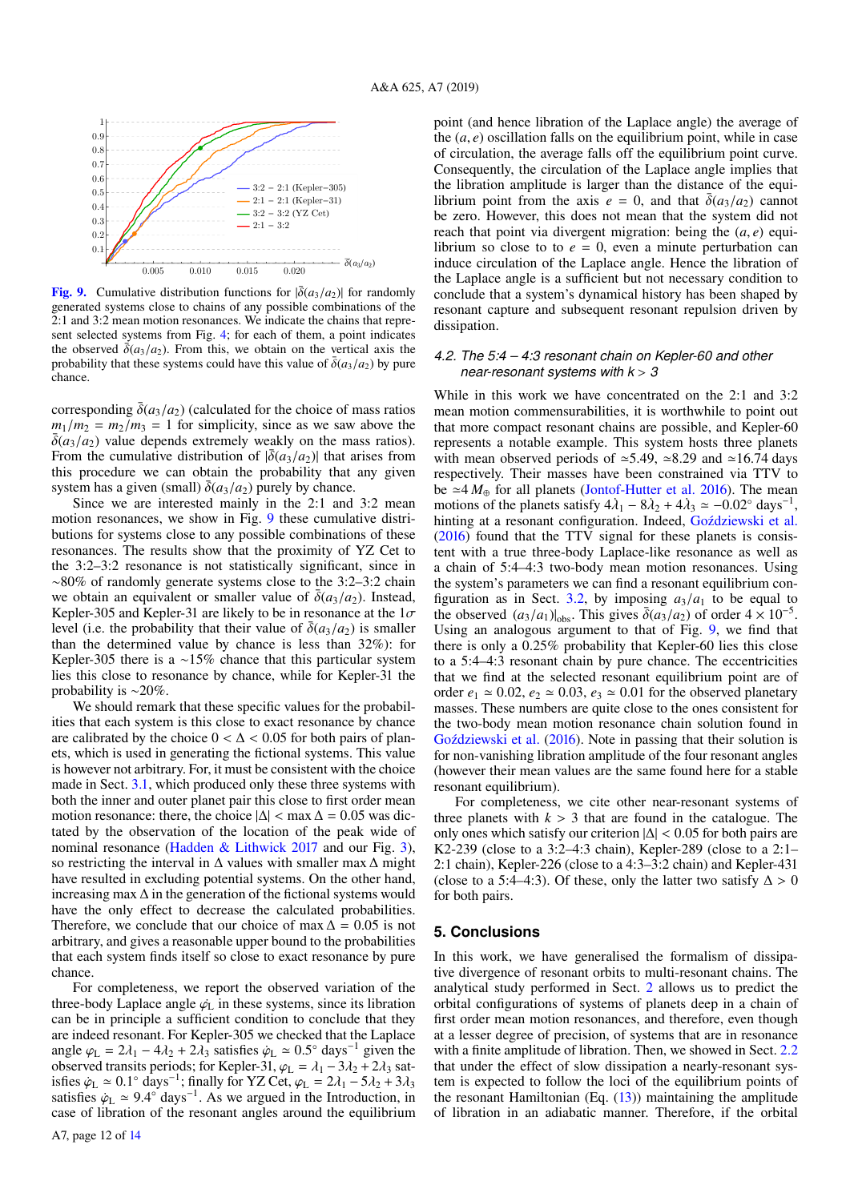Fig. 9. Cumulative distribution functions for $|\bar{\delta}(a_3/a_2)|$ for randomly generated systems close to chains of any possible combinations of the 2:1 and 3:2 mean motion resonances. We indicate the chains that represent selected systems from Fig. 4; for each of them, a point indicates the observed $\bar{\delta}(a_3/a_2)$. From this, we obtain on the vertical axis the probability that these systems could have this value of $\bar{\delta}(a_3/a_2)$ by pure chance.

corresponding $\bar{\delta}(a_3/a_2)$ (calculated for the choice of mass ratios $m_1/m_2 = m_2/m_3 = 1$ for simplicity, since as we saw above the $\bar{\delta}(a_3/a_2)$ value depends extremely weakly on the mass ratios). From the cumulative distribution of $|\bar{\delta}(a_3/a_2)|$ that arises from this procedure we can obtain the probability that any given system has a given (small) $\bar{\delta}(a_3/a_2)$ purely by chance.

Since we are interested mainly in the 2:1 and 3:2 mean motion resonances, we show in Fig. 9 these cumulative distributions for systems close to any possible combinations of these resonances. The results show that the proximity of YZ Cet to the 3:2–3:2 resonance is not statistically significant, since in ~80% of randomly generate systems close to the 3:2–3:2 chain we obtain an equivalent or smaller value of $\bar{\delta}(a_3/a_2)$. Instead, Kepler-305 and Kepler-31 are likely to be in resonance at the 1$\sigma$ level (i.e. the probability that their value of $\bar{\delta}(a_3/a_2)$ is smaller than the determined value by chance is less than 32%): for Kepler-305 there is a ~15% chance that this particular system lies this close to resonance by chance, while for Kepler-31 the probability is ~20%.

We should remark that these specific values for the probabilities that each system is this close to exact resonance by chance are calibrated by the choice $0 < \Delta < 0.05$ for both pairs of planets, which is used in generating the fictional systems. This value is however not arbitrary. For, it must be consistent with the choice made in Sect. 3.1, which produced only these three systems with both the inner and outer planet pair this close to first order mean motion resonance: there, the choice $|\Delta| < \max\Delta = 0.05$ was dictated by the observation of the location of the peak wide of nominal resonance (Hadden & Lithwick 2017 and our Fig. 3), so restricting the interval in $\Delta$ values with smaller max $\Delta$ might have resulted in excluding potential systems. On the other hand, increasing max $\Delta$ in the generation of the fictional systems would have the only effect to decrease the calculated probabilities. Therefore, we conclude that our choice of max $\Delta = 0.05$ is not arbitrary, and gives a reasonable upper bound to the probabilities that each system finds itself so close to exact resonance by pure chance.

For completeness, we report the observed variation of the three-body Laplace angle $\varphi_L$ in these systems, since its libration can be in principle a sufficient condition to conclude that they are indeed resonant. For Kepler-305 we checked that the Laplace angle $\varphi_L = 2\lambda_1 - 4\lambda_2 + 2\lambda_3$ satisfies $\dot{\varphi}_L \simeq 0.5°$ days$^{-1}$ given the observed transits periods; for Kepler-31, $\varphi_L = \lambda_1 - 3\lambda_2 + 2\lambda_3$ satisfies $\dot{\varphi}_L \simeq 0.1°$ days$^{-1}$; finally for YZ Cet, $\varphi_L = 2\lambda_1 - 5\lambda_2 + 3\lambda_3$ satisfies $\dot{\varphi}_L \simeq 9.4°$ days$^{-1}$. As we argued in the Introduction, in case of libration of the resonant angles around the equilibrium point (and hence libration of the Laplace angle) the average of the $(a, e)$ oscillation falls on the equilibrium point, while in case of circulation, the average falls off the equilibrium point curve. Consequently, the circulation of the Laplace angle implies that the libration amplitude is larger than the distance of the equilibrium point from the axis $e = 0$, and that $\bar{\delta}(a_3/a_2)$ cannot be zero. However, this does not mean that the system did not reach that point via divergent migration: being the $(a, e)$ equilibrium so close to to $e = 0$, even a minute perturbation can induce circulation of the Laplace angle. Hence the libration of the Laplace angle is a sufficient but not necessary condition to conclude that a system's dynamical history has been shaped by resonant capture and subsequent resonant repulsion driven by dissipation.

### 4.2. The 5:4 – 4:3 resonant chain on Kepler-60 and other near-resonant systems with $k > 3$

While in this work we have concentrated on the 2:1 and 3:2 mean motion commensurabilities, it is worthwhile to point out that more compact resonant chains are possible, and Kepler-60 represents a notable example. This system hosts three planets with mean observed periods of ≃5.49, ≃8.29 and ≃16.74 days respectively. Their masses have been constrained via TTV to be ≃4 $M_\oplus$ for all planets (Jontof-Hutter et al. 2016). The mean motions of the planets satisfy $4\lambda_1 - 8\lambda_2 + 4\lambda_3 \simeq -0.02°$ days$^{-1}$, hinting at a resonant configuration. Indeed, Goździewski et al. (2016) found that the TTV signal for these planets is consistent with a true three-body Laplace-like resonance as well as a chain of 5:4–4:3 two-body mean motion resonances. Using the system's parameters we can find a resonant equilibrium configuration as in Sect. 3.2, by imposing $a_3/a_1$ to be equal to the observed $(a_3/a_1)|_{\rm obs}$. This gives $\bar{\delta}(a_3/a_2)$ of order $4 \times 10^{-5}$. Using an analogous argument to that of Fig. 9, we find that there is only a 0.25% probability that Kepler-60 lies this close to a 5:4–4:3 resonant chain by pure chance. The eccentricities that we find at the selected resonant equilibrium point are of order $e_1 \simeq 0.02$, $e_2 \simeq 0.03$, $e_3 \simeq 0.01$ for the observed planetary masses. These numbers are quite close to the ones consistent for the two-body mean motion resonance chain solution found in Goździewski et al. (2016). Note in passing that their solution is for non-vanishing libration amplitude of the four resonant angles (however their mean values are the same found here for a stable resonant equilibrium).

For completeness, we cite other near-resonant systems of three planets with $k > 3$ that are found in the catalogue. The only ones which satisfy our criterion $|\Delta| < 0.05$ for both pairs are K2-239 (close to a 3:2–4:3 chain), Kepler-289 (close to a 2:1–2:1 chain), Kepler-226 (close to a 4:3–3:2 chain) and Kepler-431 (close to a 5:4–4:3). Of these, only the latter two satisfy $\Delta > 0$ for both pairs.

## 5. Conclusions

In this work, we have generalised the formalism of dissipative divergence of resonant orbits to multi-resonant chains. The analytical study performed in Sect. 2 allows us to predict the orbital configurations of systems of planets deep in a chain of first order mean motion resonances, and therefore, even though at a lesser degree of precision, of systems that are in resonance with a finite amplitude of libration. Then, we showed in Sect. 2.2 that under the effect of slow dissipation a nearly-resonant system is expected to follow the loci of the equilibrium points of the resonant Hamiltonian (Eq. (13)) maintaining the amplitude of libration in an adiabatic manner. Therefore, if the orbital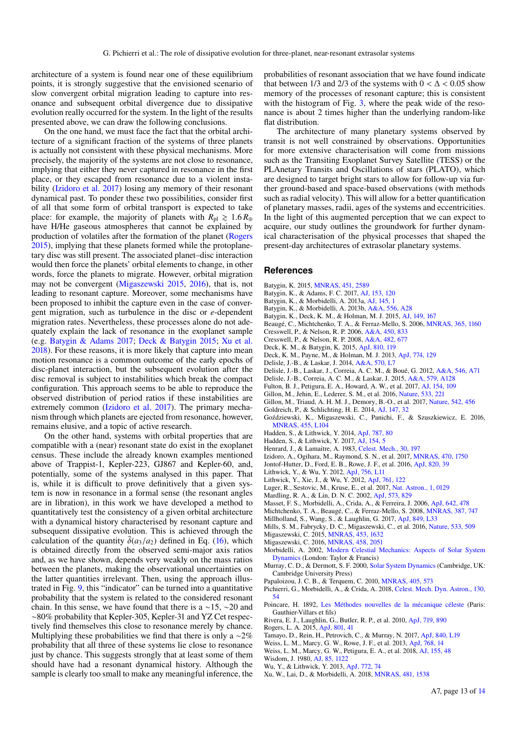architecture of a system is found near one of these equilibrium points, it is strongly suggestive that the envisioned scenario of slow convergent orbital migration leading to capture into resonance and subsequent orbital divergence due to dissipative evolution really occurred for the system. In the light of the results presented above, we can draw the following conclusions.

On the one hand, we must face the fact that the orbital architecture of a significant fraction of the systems of three planets is actually not consistent with these physical mechanisms. More precisely, the majority of the systems are not close to resonance, implying that either they never captured in resonance in the first place, or they escaped from resonance due to a violent instability (Izidoro et al. 2017) losing any memory of their resonant dynamical past. To ponder these two possibilities, consider first of all that some form of orbital transport is expected to take place: for example, the majority of planets with $R_{\rm pl} \gtrsim 1.6\,R_{\oplus}$ have H/He gaseous atmospheres that cannot be explained by production of volatiles after the formation of the planet (Rogers 2015), implying that these planets formed while the protoplanetary disc was still present. The associated planet–disc interaction would then force the planets' orbital elements to change, in other words, force the planets to migrate. However, orbital migration may not be convergent (Migaszewski 2015, 2016), that is, not leading to resonant capture. Moreover, some mechanisms have been proposed to inhibit the capture even in the case of convergent migration, such as turbulence in the disc or $e$-dependent migration rates. Nevertheless, these processes alone do not adequately explain the lack of resonance in the exoplanet sample (e.g. Batygin & Adams 2017; Deck & Batygin 2015; Xu et al. 2018). For these reasons, it is more likely that capture into mean motion resonance is a common outcome of the early epochs of disc-planet interaction, but the subsequent evolution after the disc removal is subject to instabilities which break the compact configuration. This approach seems to be able to reproduce the observed distribution of period ratios if these instabilities are extremely common (Izidoro et al. 2017). The primary mechanism through which planets are ejected from resonance, however, remains elusive, and a topic of active research.

On the other hand, systems with orbital properties that are compatible with a (near) resonant state do exist in the exoplanet census. These include the already known examples mentioned above of Trappist-1, Kepler-223, GJ867 and Kepler-60, and, potentially, some of the systems analysed in this paper. That is, while it is difficult to prove definitively that a given system is now in resonance in a formal sense (the resonant angles are in libration), in this work we have developed a method to quantitatively test the consistency of a given orbital architecture with a dynamical history characterised by resonant capture and subsequent dissipative evolution. This is achieved through the calculation of the quantity $\bar{\delta}(a_3/a_2)$ defined in Eq. (16), which is obtained directly from the observed semi-major axis ratios and, as we have shown, depends very weakly on the mass ratios between the planets, making the observational uncertainties on the latter quantities irrelevant. Then, using the approach illustrated in Fig. 9, this "indicator" can be turned into a quantitative probability that the system is related to the considered resonant chain. In this sense, we have found that there is a ~15, ~20 and ~80% probability that Kepler-305, Kepler-31 and YZ Cet respectively find themselves this close to resonance merely by chance. Multiplying these probabilities we find that there is only a ~2% probability that all three of these systems lie close to resonance just by chance. This suggests strongly that at least some of them should have had a resonant dynamical history. Although the sample is clearly too small to make any meaningful inference, the probabilities of resonant association that we have found indicate that between 1/3 and 2/3 of the systems with $0 < \Delta < 0.05$ show memory of the processes of resonant capture; this is consistent with the histogram of Fig. 3, where the peak wide of the resonance is about 2 times higher than the underlying random-like flat distribution.

The architecture of many planetary systems observed by transit is not well constrained by observations. Opportunities for more extensive characterisation will come from missions such as the Transiting Exoplanet Survey Satellite (TESS) or the PLAnetary Transits and Oscillations of stars (PLATO), which are designed to target bright stars to allow for follow-up via further ground-based and space-based observations (with methods such as radial velocity). This will allow for a better quantification of planetary masses, radii, ages of the systems and eccentricities. In the light of this augmented perception that we can expect to acquire, our study outlines the groundwork for further dynamical characterisation of the physical processes that shaped the present-day architectures of extrasolar planetary systems.

## References

Batygin, K. 2015, MNRAS, 451, 2589
Batygin, K., & Adams, F. C. 2017, AJ, 153, 120
Batygin, K., & Morbidelli, A. 2013a, AJ, 145, 1
Batygin, K., & Morbidelli, A. 2013b, A&A, 556, A28
Batygin, K., Deck, K. M., & Holman, M. J. 2015, AJ, 149, 167
Beaugé, C., Michtchenko, T. A., & Ferraz-Mello, S. 2006, MNRAS, 365, 1160
Cresswell, P., & Nelson, R. P. 2006, A&A, 450, 833
Cresswell, P., & Nelson, R. P. 2008, A&A, 482, 677
Deck, K. M., & Batygin, K. 2015, ApJ, 810, 119
Deck, K. M., Payne, M., & Holman, M. J. 2013, ApJ, 774, 129
Delisle, J.-B., & Laskar, J. 2014, A&A, 570, L7
Delisle, J.-B., Laskar, J., Correia, A. C. M., & Boué, G. 2012, A&A, 546, A71
Delisle, J.-B., Correia, A. C. M., & Laskar, J. 2015, A&A, 579, A128
Fulton, B. J., Petigura, E. A., Howard, A. W., et al. 2017, AJ, 154, 109
Gillon, M., Jehin, E., Lederer, S. M., et al. 2016, Nature, 533, 221
Gillon, M., Triaud, A. H. M. J., Demory, B.-O., et al. 2017, Nature, 542, 456
Goldreich, P., & Schlichting, H. E. 2014, AJ, 147, 32
Goździewski, K., Migaszewski, C., Panichi, F., & Szuszkiewicz, E. 2016, MNRAS, 455, L104
Hadden, S., & Lithwick, Y. 2014, ApJ, 787, 80
Hadden, S., & Lithwick, Y. 2017, AJ, 154, 5
Henrard, J., & Lamaitre, A. 1983, Celest. Mech., 30, 197
Izidoro, A., Ogihara, M., Raymond, S. N., et al. 2017, MNRAS, 470, 1750
Jontof-Hutter, D., Ford, E. B., Rowe, J. F., et al. 2016, ApJ, 820, 39
Lithwick, Y., & Wu, Y. 2012, ApJ, 756, L11
Lithwick, Y., Xie, J., & Wu, Y. 2012, ApJ, 761, 122
Luger, R., Sestovic, M., Kruse, E., et al. 2017, Nat. Astron., 1, 0129
Mardling, R. A., & Lin, D. N. C. 2002, ApJ, 573, 829
Masset, F. S., Morbidelli, A., Crida, A., & Ferreira, J. 2006, ApJ, 642, 478
Michtchenko, T. A., Beaugé, C., & Ferraz-Mello, S. 2008, MNRAS, 387, 747
Millholland, S., Wang, S., & Laughlin, G. 2017, ApJ, 849, L33
Mills, S. M., Fabrycky, D. C., Migaszewski, C., et al. 2016, Nature, 533, 509
Migaszewski, C. 2015, MNRAS, 453, 1632
Migaszewski, C. 2016, MNRAS, 458, 2051
Morbidelli, A. 2002, Modern Celestial Mechanics: Aspects of Solar System Dynamics (London: Taylor & Francis)
Murray, C. D., & Dermott, S. F. 2000, Solar System Dynamics (Cambridge, UK: Cambridge University Press)
Papaloizou, J. C. B., & Terquem, C. 2010, MNRAS, 405, 573
Pichierri, G., Morbidelli, A., & Crida, A. 2018, Celest. Mech. Dyn. Astron., 130, 54
Poincare, H. 1892, Les Méthodes nouvelles de la mécanique céleste (Paris: Gauthier-Villars et fils)
Rivera, E. J., Laughlin, G., Butler, R. P., et al. 2010, ApJ, 719, 890
Rogers, L. A. 2015, ApJ, 801, 41
Tamayo, D., Rein, H., Petrovich, C., & Murray, N. 2017, ApJ, 840, L19
Weiss, L. M., Marcy, G. W., Rowe, J. F., et al. 2013, ApJ, 768, 14
Weiss, L. M., Marcy, G. W., Petigura, E. A., et al. 2018, AJ, 155, 48
Wisdom, J. 1980, AJ, 85, 1122
Wu, Y., & Lithwick, Y. 2013, ApJ, 772, 74
Xu, W., Lai, D., & Morbidelli, A. 2018, MNRAS, 481, 1538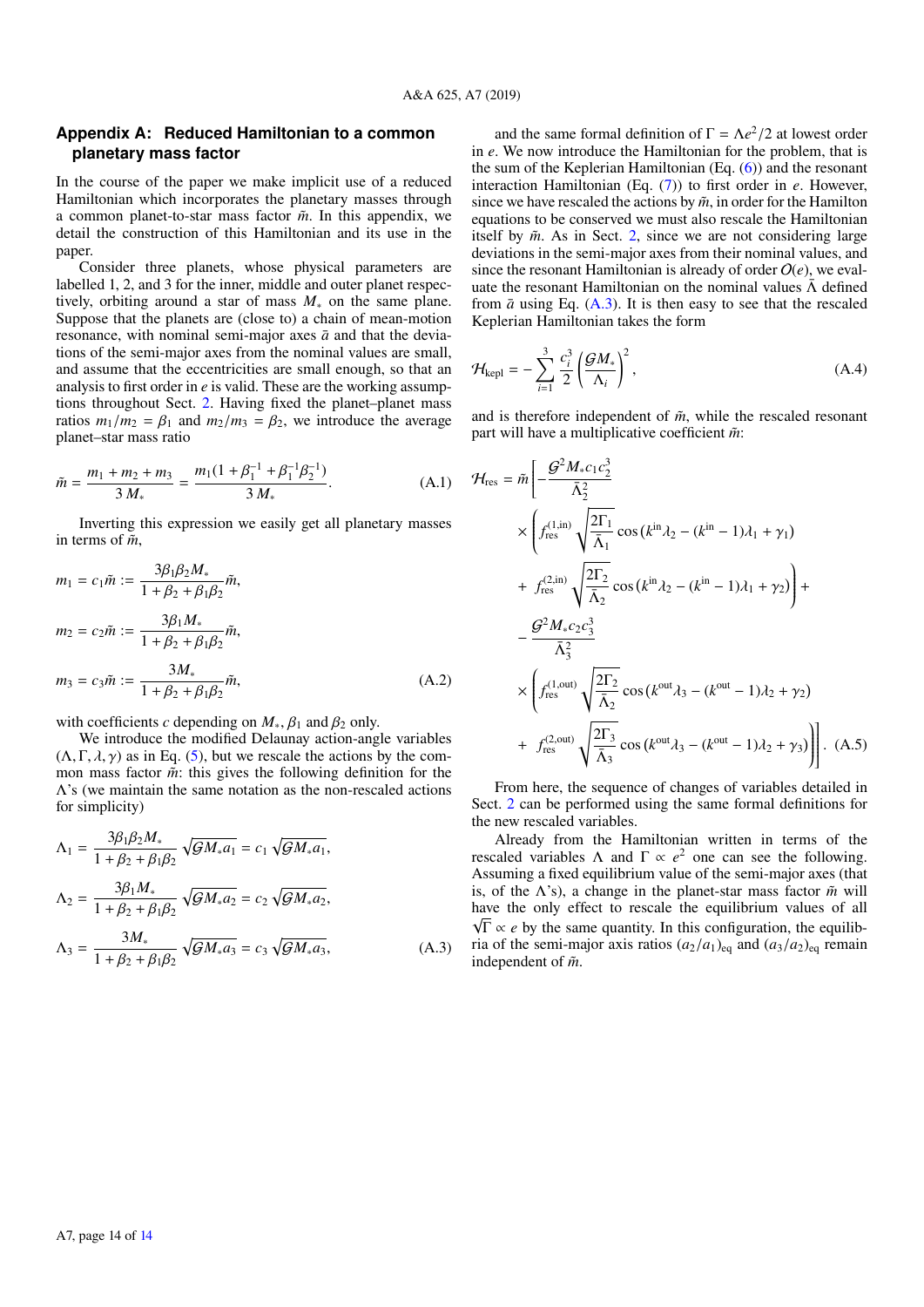## Appendix A: Reduced Hamiltonian to a common planetary mass factor

In the course of the paper we make implicit use of a reduced Hamiltonian which incorporates the planetary masses through a common planet-to-star mass factor $\tilde{m}$. In this appendix, we detail the construction of this Hamiltonian and its use in the paper.

Consider three planets, whose physical parameters are labelled 1, 2, and 3 for the inner, middle and outer planet respectively, orbiting around a star of mass $M_*$ on the same plane. Suppose that the planets are (close to) a chain of mean-motion resonance, with nominal semi-major axes $\bar{a}$ and that the deviations of the semi-major axes from the nominal values are small, and assume that the eccentricities are small enough, so that an analysis to first order in $e$ is valid. These are the working assumptions throughout Sect. 2. Having fixed the planet–planet mass ratios $m_1/m_2 = \beta_1$ and $m_2/m_3 = \beta_2$, we introduce the average planet–star mass ratio

$$\tilde{m} = \frac{m_1 + m_2 + m_3}{3\,M_*} = \frac{m_1(1 + \beta_1^{-1} + \beta_1^{-1}\beta_2^{-1})}{3\,M_*}. \tag{A.1}$$

Inverting this expression we easily get all planetary masses in terms of $\tilde{m}$,

$$\begin{aligned}
m_1 &= c_1\tilde{m} := \frac{3\beta_1\beta_2 M_*}{1 + \beta_2 + \beta_1\beta_2}\tilde{m},\\
m_2 &= c_2\tilde{m} := \frac{3\beta_1 M_*}{1 + \beta_2 + \beta_1\beta_2}\tilde{m},\\
m_3 &= c_3\tilde{m} := \frac{3 M_*}{1 + \beta_2 + \beta_1\beta_2}\tilde{m},
\end{aligned} \tag{A.2}$$

with coefficients $c$ depending on $M_*$, $\beta_1$ and $\beta_2$ only.

We introduce the modified Delaunay action-angle variables $(\Lambda, \Gamma, \lambda, \gamma)$ as in Eq. (5), but we rescale the actions by the common mass factor $\tilde{m}$: this gives the following definition for the $\Lambda$'s (we maintain the same notation as the non-rescaled actions for simplicity)

$$\begin{aligned}
\Lambda_1 &= \frac{3\beta_1\beta_2 M_*}{1 + \beta_2 + \beta_1\beta_2}\sqrt{\mathcal{G}M_* a_1} = c_1\sqrt{\mathcal{G}M_* a_1},\\
\Lambda_2 &= \frac{3\beta_1 M_*}{1 + \beta_2 + \beta_1\beta_2}\sqrt{\mathcal{G}M_* a_2} = c_2\sqrt{\mathcal{G}M_* a_2},\\
\Lambda_3 &= \frac{3 M_*}{1 + \beta_2 + \beta_1\beta_2}\sqrt{\mathcal{G}M_* a_3} = c_3\sqrt{\mathcal{G}M_* a_3},
\end{aligned} \tag{A.3}$$

and the same formal definition of $\Gamma = \Lambda e^2/2$ at lowest order in $e$. We now introduce the Hamiltonian for the problem, that is the sum of the Keplerian Hamiltonian (Eq. (6)) and the resonant interaction Hamiltonian (Eq. (7)) to first order in $e$. However, since we have rescaled the actions by $\tilde{m}$, in order for the Hamilton equations to be conserved we must also rescale the Hamiltonian itself by $\tilde{m}$. As in Sect. 2, since we are not considering large deviations in the semi-major axes from their nominal values, and since the resonant Hamiltonian is already of order $\mathcal{O}(e)$, we evaluate the resonant Hamiltonian on the nominal values $\bar{\Lambda}$ defined from $\bar{a}$ using Eq. (A.3). It is then easy to see that the rescaled Keplerian Hamiltonian takes the form

$$\mathcal{H}_{\rm kepl} = -\sum_{i=1}^{3}\frac{c_i^3}{2}\left(\frac{\mathcal{G}M_*}{\Lambda_i}\right)^2, \tag{A.4}$$

and is therefore independent of $\tilde{m}$, while the rescaled resonant part will have a multiplicative coefficient $\tilde{m}$:

$$\begin{aligned}
\mathcal{H}_{\rm res} = \tilde{m}\Bigg[&-\frac{\mathcal{G}^2 M_* c_1 c_2^3}{\bar{\Lambda}_2^2}\\
&\times\left(f_{\rm res}^{(1,{\rm in})}\sqrt{\frac{2\Gamma_1}{\bar{\Lambda}_1}}\cos\left(k^{\rm in}\lambda_2 - (k^{\rm in}-1)\lambda_1 + \gamma_1\right)\right.\\
&\left.+\ f_{\rm res}^{(2,{\rm in})}\sqrt{\frac{2\Gamma_2}{\bar{\Lambda}_2}}\cos\left(k^{\rm in}\lambda_2 - (k^{\rm in}-1)\lambda_1 + \gamma_2\right)\right) +\\
&-\frac{\mathcal{G}^2 M_* c_2 c_3^3}{\bar{\Lambda}_3^2}\\
&\times\left(f_{\rm res}^{(1,{\rm out})}\sqrt{\frac{2\Gamma_2}{\bar{\Lambda}_2}}\cos\left(k^{\rm out}\lambda_3 - (k^{\rm out}-1)\lambda_2 + \gamma_2\right)\right.\\
&\left.+\ f_{\rm res}^{(2,{\rm out})}\sqrt{\frac{2\Gamma_3}{\bar{\Lambda}_3}}\cos\left(k^{\rm out}\lambda_3 - (k^{\rm out}-1)\lambda_2 + \gamma_3\right)\right)\Bigg].
\end{aligned} \tag{A.5}$$

From here, the sequence of changes of variables detailed in Sect. 2 can be performed using the same formal definitions for the new rescaled variables.

Already from the Hamiltonian written in terms of the rescaled variables $\Lambda$ and $\Gamma \propto e^2$ one can see the following. Assuming a fixed equilibrium value of the semi-major axes (that is, of the $\Lambda$'s), a change in the planet-star mass factor $\tilde{m}$ will have the only effect to rescale the equilibrium values of all $\sqrt{\Gamma} \propto e$ by the same quantity. In this configuration, the equilibria of the semi-major axis ratios $(a_2/a_1)_{\rm eq}$ and $(a_3/a_2)_{\rm eq}$ remain independent of $\tilde{m}$.